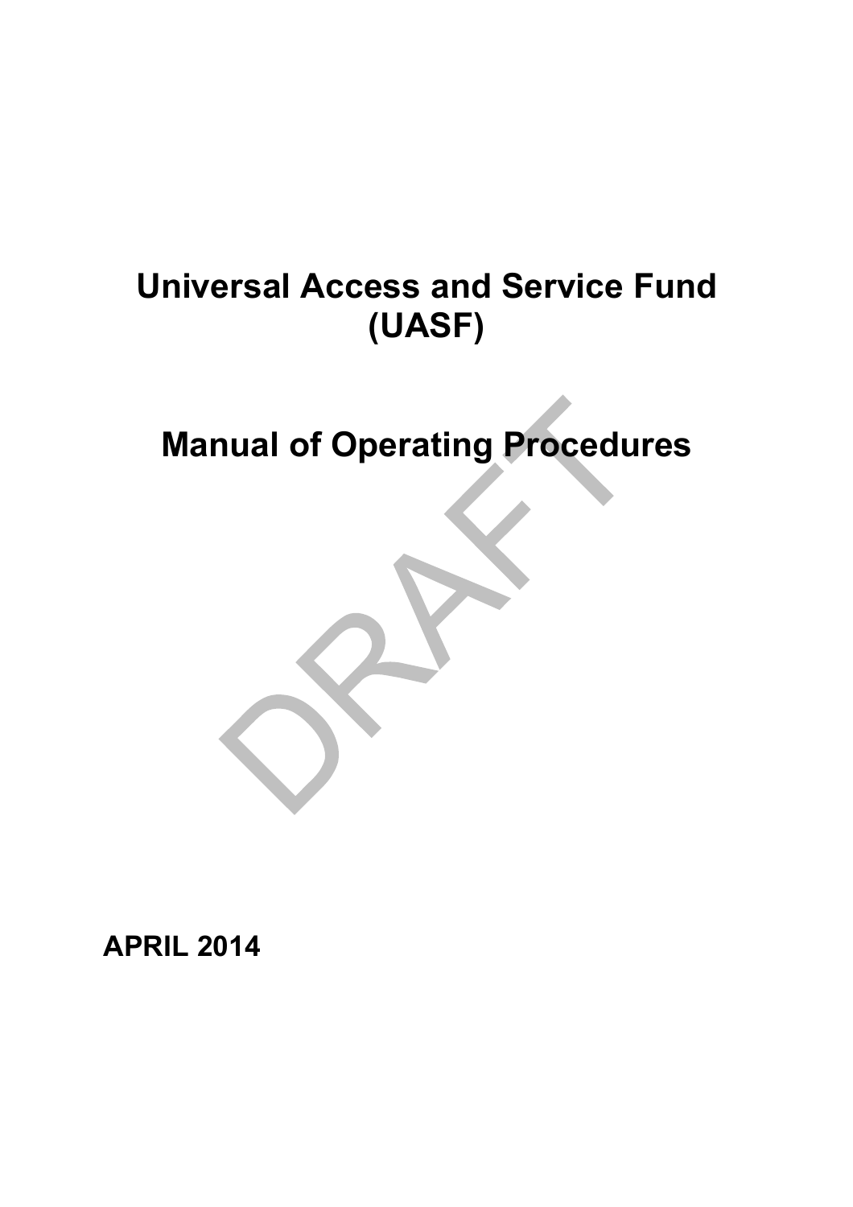# Universal Access and Service Fund (UASF)

# Manual of Operating Procedures

DRAFT

**APRIL 2014**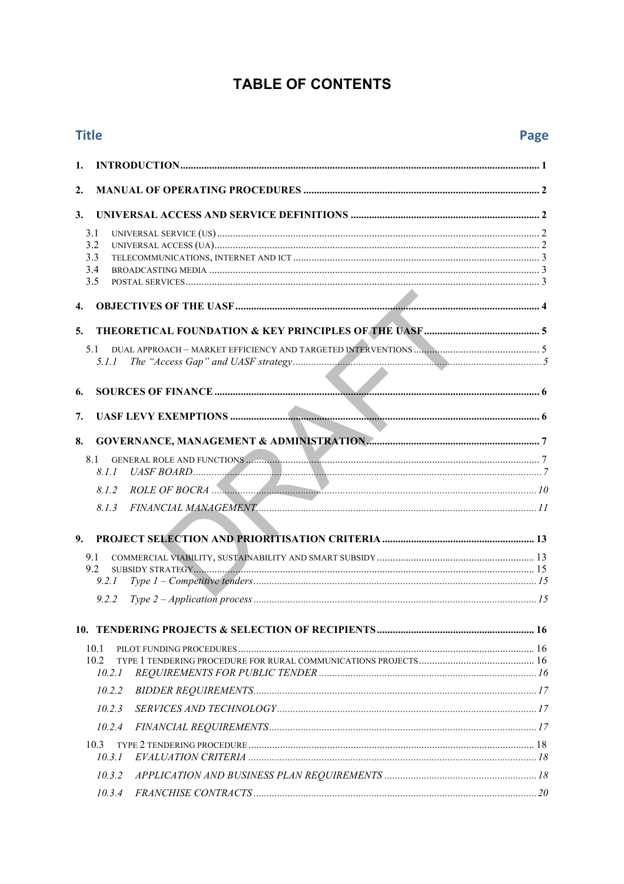# TABLE OF CONTENTS

| Title | Page |
|---|---|
| **1. INTRODUCTION** | **1** |
| **2. MANUAL OF OPERATING PROCEDURES** | **2** |
| **3. UNIVERSAL ACCESS AND SERVICE DEFINITIONS** | **2** |
| 3.1 UNIVERSAL SERVICE (US) | 2 |
| 3.2 UNIVERSAL ACCESS (UA) | 2 |
| 3.3 TELECOMMUNICATIONS, INTERNET AND ICT | 3 |
| 3.4 BROADCASTING MEDIA | 3 |
| 3.5 POSTAL SERVICES | 3 |
| **4. OBJECTIVES OF THE UASF** | **4** |
| **5. THEORETICAL FOUNDATION & KEY PRINCIPLES OF THE UASF** | **5** |
| 5.1 DUAL APPROACH – MARKET EFFICIENCY AND TARGETED INTERVENTIONS | 5 |
| *5.1.1 The "Access Gap" and UASF strategy* | *5* |
| **6. SOURCES OF FINANCE** | **6** |
| **7. UASF LEVY EXEMPTIONS** | **6** |
| **8. GOVERNANCE, MANAGEMENT & ADMINISTRATION** | **7** |
| 8.1 GENERAL ROLE AND FUNCTIONS | 7 |
| *8.1.1 UASF BOARD* | *7* |
| *8.1.2 ROLE OF BOCRA* | *10* |
| *8.1.3 FINANCIAL MANAGEMENT* | *11* |
| **9. PROJECT SELECTION AND PRIORITISATION CRITERIA** | **13** |
| 9.1 COMMERCIAL VIABILITY, SUSTAINABILITY AND SMART SUBSIDY | 13 |
| 9.2 SUBSIDY STRATEGY | 15 |
| *9.2.1 Type 1 – Competitive tenders* | *15* |
| *9.2.2 Type 2 – Application process* | *15* |
| **10. TENDERING PROJECTS & SELECTION OF RECIPIENTS** | **16** |
| 10.1 PILOT FUNDING PROCEDURES | 16 |
| 10.2 TYPE 1 TENDERING PROCEDURE FOR RURAL COMMUNICATIONS PROJECTS | 16 |
| *10.2.1 REQUIREMENTS FOR PUBLIC TENDER* | *16* |
| *10.2.2 BIDDER REQUIREMENTS* | *17* |
| *10.2.3 SERVICES AND TECHNOLOGY* | *17* |
| *10.2.4 FINANCIAL REQUIREMENTS* | *17* |
| 10.3 TYPE 2 TENDERING PROCEDURE | 18 |
| *10.3.1 EVALUATION CRITERIA* | *18* |
| *10.3.2 APPLICATION AND BUSINESS PLAN REQUIREMENTS* | *18* |
| *10.3.4 FRANCHISE CONTRACTS* | *20* |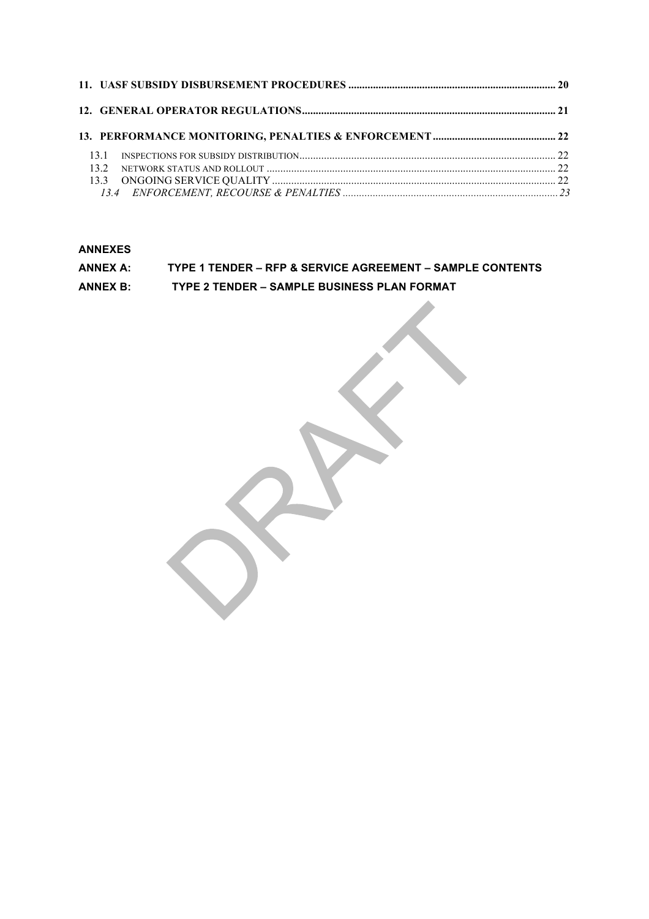**11. UASF SUBSIDY DISBURSEMENT PROCEDURES** .......... 20

**12. GENERAL OPERATOR REGULATIONS** .......... 21

**13. PERFORMANCE MONITORING, PENALTIES & ENFORCEMENT** .......... 22

- 13.1 INSPECTIONS FOR SUBSIDY DISTRIBUTION .......... 22
- 13.2 NETWORK STATUS AND ROLLOUT .......... 22
- 13.3 ONGOING SERVICE QUALITY .......... 22
- *13.4 ENFORCEMENT, RECOURSE & PENALTIES* .......... *23*

**ANNEXES**

**ANNEX A: TYPE 1 TENDER – RFP & SERVICE AGREEMENT – SAMPLE CONTENTS**

**ANNEX B: TYPE 2 TENDER – SAMPLE BUSINESS PLAN FORMAT**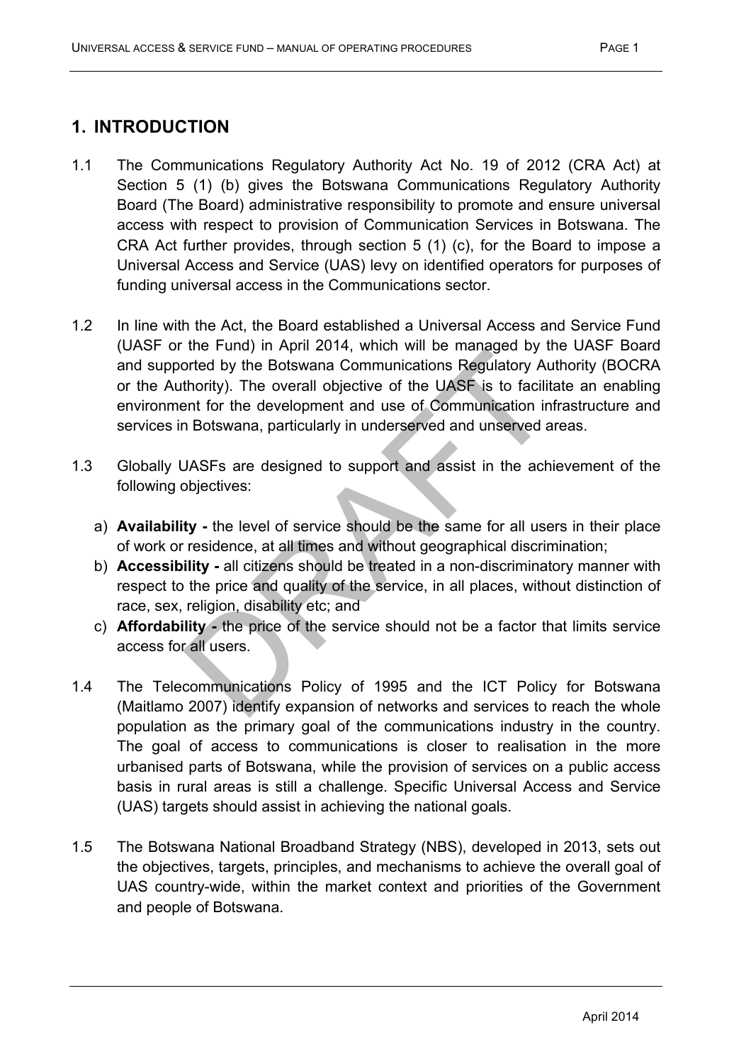## 1. INTRODUCTION

1.1 The Communications Regulatory Authority Act No. 19 of 2012 (CRA Act) at Section 5 (1) (b) gives the Botswana Communications Regulatory Authority Board (The Board) administrative responsibility to promote and ensure universal access with respect to provision of Communication Services in Botswana. The CRA Act further provides, through section 5 (1) (c), for the Board to impose a Universal Access and Service (UAS) levy on identified operators for purposes of funding universal access in the Communications sector.

1.2 In line with the Act, the Board established a Universal Access and Service Fund (UASF or the Fund) in April 2014, which will be managed by the UASF Board and supported by the Botswana Communications Regulatory Authority (BOCRA or the Authority). The overall objective of the UASF is to facilitate an enabling environment for the development and use of Communication infrastructure and services in Botswana, particularly in underserved and unserved areas.

1.3 Globally UASFs are designed to support and assist in the achievement of the following objectives:

a) **Availability -** the level of service should be the same for all users in their place of work or residence, at all times and without geographical discrimination;
b) **Accessibility -** all citizens should be treated in a non-discriminatory manner with respect to the price and quality of the service, in all places, without distinction of race, sex, religion, disability etc; and
c) **Affordability -** the price of the service should not be a factor that limits service access for all users.

1.4 The Telecommunications Policy of 1995 and the ICT Policy for Botswana (Maitlamo 2007) identify expansion of networks and services to reach the whole population as the primary goal of the communications industry in the country. The goal of access to communications is closer to realisation in the more urbanised parts of Botswana, while the provision of services on a public access basis in rural areas is still a challenge. Specific Universal Access and Service (UAS) targets should assist in achieving the national goals.

1.5 The Botswana National Broadband Strategy (NBS), developed in 2013, sets out the objectives, targets, principles, and mechanisms to achieve the overall goal of UAS country-wide, within the market context and priorities of the Government and people of Botswana.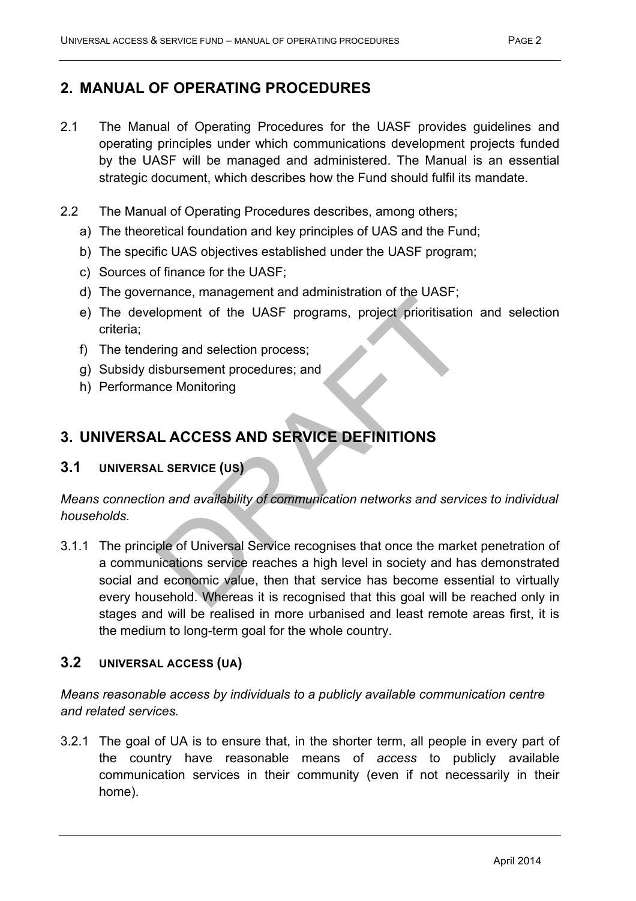## 2. MANUAL OF OPERATING PROCEDURES

2.1 The Manual of Operating Procedures for the UASF provides guidelines and operating principles under which communications development projects funded by the UASF will be managed and administered. The Manual is an essential strategic document, which describes how the Fund should fulfil its mandate.

2.2 The Manual of Operating Procedures describes, among others;

a) The theoretical foundation and key principles of UAS and the Fund;
b) The specific UAS objectives established under the UASF program;
c) Sources of finance for the UASF;
d) The governance, management and administration of the UASF;
e) The development of the UASF programs, project prioritisation and selection criteria;
f) The tendering and selection process;
g) Subsidy disbursement procedures; and
h) Performance Monitoring

## 3. UNIVERSAL ACCESS AND SERVICE DEFINITIONS

### 3.1 UNIVERSAL SERVICE (US)

*Means connection and availability of communication networks and services to individual households.*

3.1.1 The principle of Universal Service recognises that once the market penetration of a communications service reaches a high level in society and has demonstrated social and economic value, then that service has become essential to virtually every household. Whereas it is recognised that this goal will be reached only in stages and will be realised in more urbanised and least remote areas first, it is the medium to long-term goal for the whole country.

### 3.2 UNIVERSAL ACCESS (UA)

*Means reasonable access by individuals to a publicly available communication centre and related services.*

3.2.1 The goal of UA is to ensure that, in the shorter term, all people in every part of the country have reasonable means of *access* to publicly available communication services in their community (even if not necessarily in their home).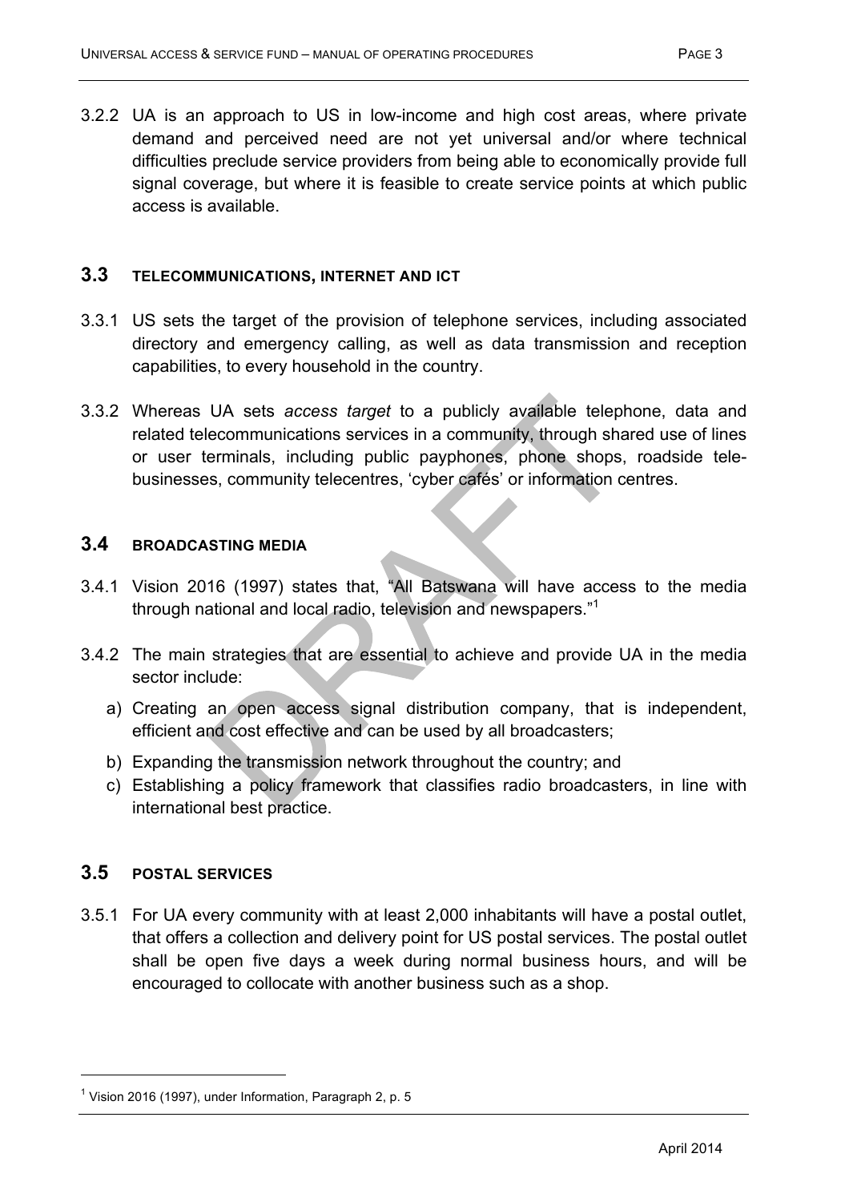3.2.2 UA is an approach to US in low-income and high cost areas, where private demand and perceived need are not yet universal and/or where technical difficulties preclude service providers from being able to economically provide full signal coverage, but where it is feasible to create service points at which public access is available.

## 3.3 TELECOMMUNICATIONS, INTERNET AND ICT

3.3.1 US sets the target of the provision of telephone services, including associated directory and emergency calling, as well as data transmission and reception capabilities, to every household in the country.

3.3.2 Whereas UA sets *access target* to a publicly available telephone, data and related telecommunications services in a community, through shared use of lines or user terminals, including public payphones, phone shops, roadside tele-businesses, community telecentres, 'cyber cafés' or information centres.

## 3.4 BROADCASTING MEDIA

3.4.1 Vision 2016 (1997) states that, "All Batswana will have access to the media through national and local radio, television and newspapers."[1]

3.4.2 The main strategies that are essential to achieve and provide UA in the media sector include:

a) Creating an open access signal distribution company, that is independent, efficient and cost effective and can be used by all broadcasters;

b) Expanding the transmission network throughout the country; and

c) Establishing a policy framework that classifies radio broadcasters, in line with international best practice.

## 3.5 POSTAL SERVICES

3.5.1 For UA every community with at least 2,000 inhabitants will have a postal outlet, that offers a collection and delivery point for US postal services. The postal outlet shall be open five days a week during normal business hours, and will be encouraged to collocate with another business such as a shop.

---

[1] Vision 2016 (1997), under Information, Paragraph 2, p. 5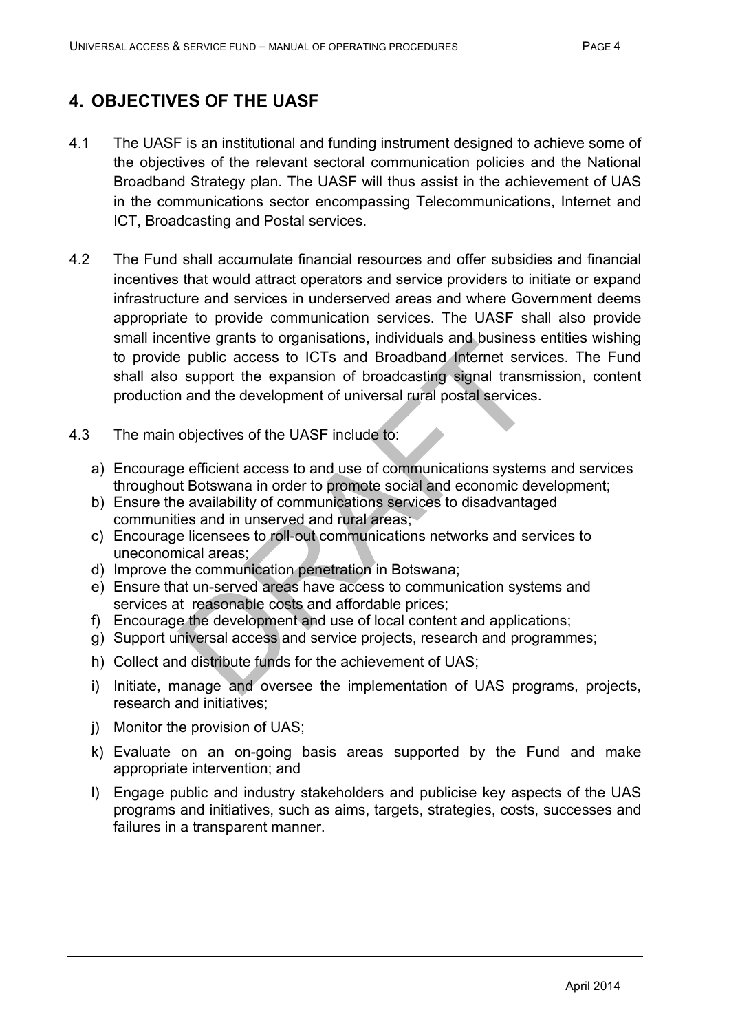## 4. OBJECTIVES OF THE UASF

4.1 The UASF is an institutional and funding instrument designed to achieve some of the objectives of the relevant sectoral communication policies and the National Broadband Strategy plan. The UASF will thus assist in the achievement of UAS in the communications sector encompassing Telecommunications, Internet and ICT, Broadcasting and Postal services.

4.2 The Fund shall accumulate financial resources and offer subsidies and financial incentives that would attract operators and service providers to initiate or expand infrastructure and services in underserved areas and where Government deems appropriate to provide communication services. The UASF shall also provide small incentive grants to organisations, individuals and business entities wishing to provide public access to ICTs and Broadband Internet services. The Fund shall also support the expansion of broadcasting signal transmission, content production and the development of universal rural postal services.

4.3 The main objectives of the UASF include to:

a) Encourage efficient access to and use of communications systems and services throughout Botswana in order to promote social and economic development;
b) Ensure the availability of communications services to disadvantaged communities and in unserved and rural areas;
c) Encourage licensees to roll-out communications networks and services to uneconomical areas;
d) Improve the communication penetration in Botswana;
e) Ensure that un-served areas have access to communication systems and services at reasonable costs and affordable prices;
f) Encourage the development and use of local content and applications;
g) Support universal access and service projects, research and programmes;
h) Collect and distribute funds for the achievement of UAS;
i) Initiate, manage and oversee the implementation of UAS programs, projects, research and initiatives;
j) Monitor the provision of UAS;
k) Evaluate on an on-going basis areas supported by the Fund and make appropriate intervention; and
l) Engage public and industry stakeholders and publicise key aspects of the UAS programs and initiatives, such as aims, targets, strategies, costs, successes and failures in a transparent manner.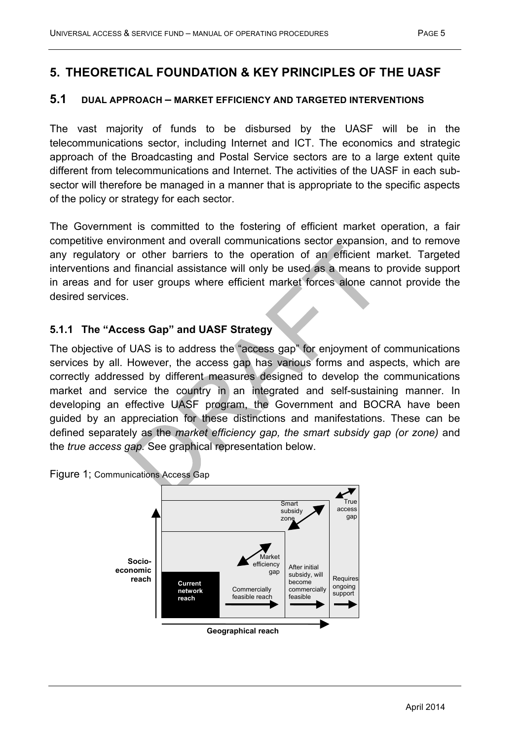# 5. THEORETICAL FOUNDATION & KEY PRINCIPLES OF THE UASF

## 5.1 DUAL APPROACH – MARKET EFFICIENCY AND TARGETED INTERVENTIONS

The vast majority of funds to be disbursed by the UASF will be in the telecommunications sector, including Internet and ICT. The economics and strategic approach of the Broadcasting and Postal Service sectors are to a large extent quite different from telecommunications and Internet. The activities of the UASF in each sub-sector will therefore be managed in a manner that is appropriate to the specific aspects of the policy or strategy for each sector.

The Government is committed to the fostering of efficient market operation, a fair competitive environment and overall communications sector expansion, and to remove any regulatory or other barriers to the operation of an efficient market. Targeted interventions and financial assistance will only be used as a means to provide support in areas and for user groups where efficient market forces alone cannot provide the desired services.

### 5.1.1 The "Access Gap" and UASF Strategy

The objective of UAS is to address the "access gap" for enjoyment of communications services by all. However, the access gap has various forms and aspects, which are correctly addressed by different measures designed to develop the communications market and service the country in an integrated and self-sustaining manner. In developing an effective UASF program, the Government and BOCRA have been guided by an appreciation for these distinctions and manifestations. These can be defined separately as the *market efficiency gap, the smart subsidy gap (or zone)* and the *true access gap.* See graphical representation below.

Figure 1; Communications Access Gap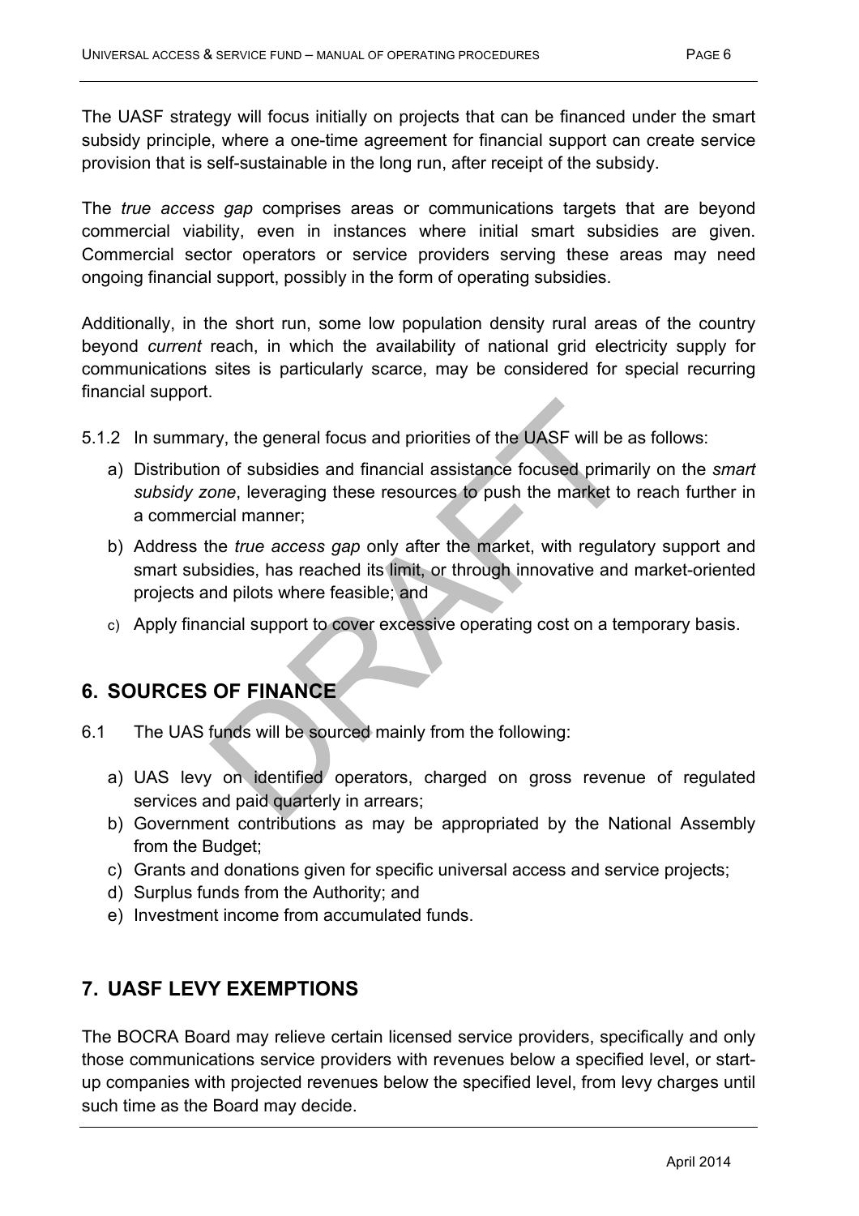The UASF strategy will focus initially on projects that can be financed under the smart subsidy principle, where a one-time agreement for financial support can create service provision that is self-sustainable in the long run, after receipt of the subsidy.

The *true access gap* comprises areas or communications targets that are beyond commercial viability, even in instances where initial smart subsidies are given. Commercial sector operators or service providers serving these areas may need ongoing financial support, possibly in the form of operating subsidies.

Additionally, in the short run, some low population density rural areas of the country beyond *current* reach, in which the availability of national grid electricity supply for communications sites is particularly scarce, may be considered for special recurring financial support.

5.1.2 In summary, the general focus and priorities of the UASF will be as follows:

a) Distribution of subsidies and financial assistance focused primarily on the *smart subsidy zone*, leveraging these resources to push the market to reach further in a commercial manner;

b) Address the *true access gap* only after the market, with regulatory support and smart subsidies, has reached its limit, or through innovative and market-oriented projects and pilots where feasible; and

c) Apply financial support to cover excessive operating cost on a temporary basis.

## 6. SOURCES OF FINANCE

6.1 The UAS funds will be sourced mainly from the following:

a) UAS levy on identified operators, charged on gross revenue of regulated services and paid quarterly in arrears;
b) Government contributions as may be appropriated by the National Assembly from the Budget;
c) Grants and donations given for specific universal access and service projects;
d) Surplus funds from the Authority; and
e) Investment income from accumulated funds.

## 7. UASF LEVY EXEMPTIONS

The BOCRA Board may relieve certain licensed service providers, specifically and only those communications service providers with revenues below a specified level, or start-up companies with projected revenues below the specified level, from levy charges until such time as the Board may decide.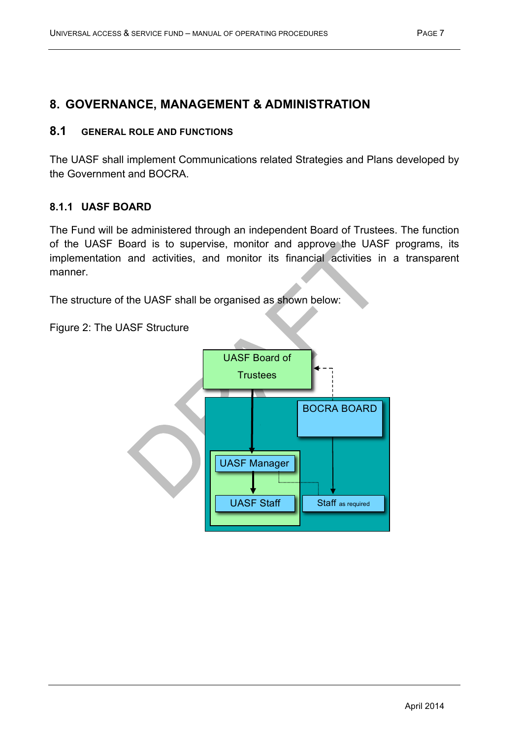# 8. GOVERNANCE, MANAGEMENT & ADMINISTRATION

## 8.1 GENERAL ROLE AND FUNCTIONS

The UASF shall implement Communications related Strategies and Plans developed by the Government and BOCRA.

### 8.1.1 UASF BOARD

The Fund will be administered through an independent Board of Trustees. The function of the UASF Board is to supervise, monitor and approve the UASF programs, its implementation and activities, and monitor its financial activities in a transparent manner.

The structure of the UASF shall be organised as shown below:

Figure 2: The UASF Structure

UASF Board of Trustees

BOCRA BOARD

UASF Manager

UASF Staff

Staff as required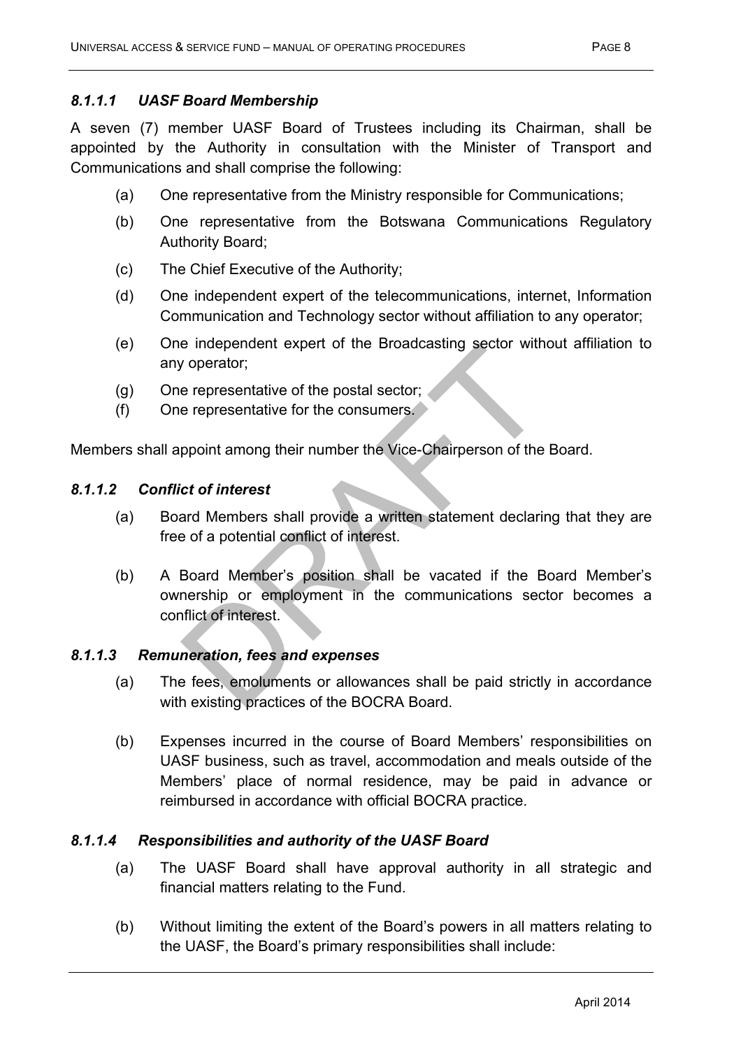#### *8.1.1.1 UASF Board Membership*

A seven (7) member UASF Board of Trustees including its Chairman, shall be appointed by the Authority in consultation with the Minister of Transport and Communications and shall comprise the following:

(a) One representative from the Ministry responsible for Communications;

(b) One representative from the Botswana Communications Regulatory Authority Board;

(c) The Chief Executive of the Authority;

(d) One independent expert of the telecommunications, internet, Information Communication and Technology sector without affiliation to any operator;

(e) One independent expert of the Broadcasting sector without affiliation to any operator;

(g) One representative of the postal sector;

(f) One representative for the consumers.

Members shall appoint among their number the Vice-Chairperson of the Board.

#### *8.1.1.2 Conflict of interest*

(a) Board Members shall provide a written statement declaring that they are free of a potential conflict of interest.

(b) A Board Member's position shall be vacated if the Board Member's ownership or employment in the communications sector becomes a conflict of interest.

#### *8.1.1.3 Remuneration, fees and expenses*

(a) The fees, emoluments or allowances shall be paid strictly in accordance with existing practices of the BOCRA Board.

(b) Expenses incurred in the course of Board Members' responsibilities on UASF business, such as travel, accommodation and meals outside of the Members' place of normal residence, may be paid in advance or reimbursed in accordance with official BOCRA practice.

#### *8.1.1.4 Responsibilities and authority of the UASF Board*

(a) The UASF Board shall have approval authority in all strategic and financial matters relating to the Fund.

(b) Without limiting the extent of the Board's powers in all matters relating to the UASF, the Board's primary responsibilities shall include: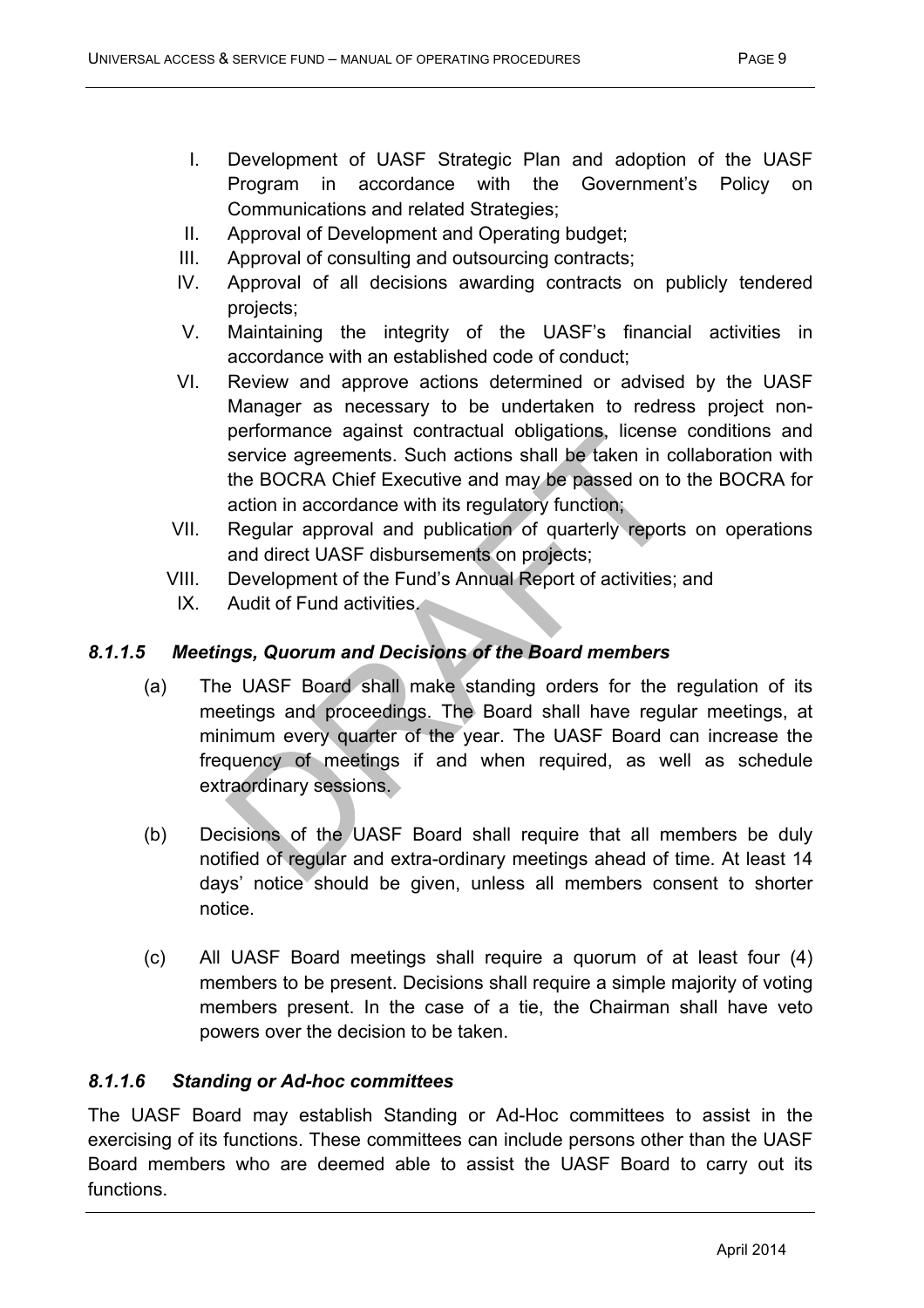I. Development of UASF Strategic Plan and adoption of the UASF Program in accordance with the Government's Policy on Communications and related Strategies;
II. Approval of Development and Operating budget;
III. Approval of consulting and outsourcing contracts;
IV. Approval of all decisions awarding contracts on publicly tendered projects;
V. Maintaining the integrity of the UASF's financial activities in accordance with an established code of conduct;
VI. Review and approve actions determined or advised by the UASF Manager as necessary to be undertaken to redress project non-performance against contractual obligations, license conditions and service agreements. Such actions shall be taken in collaboration with the BOCRA Chief Executive and may be passed on to the BOCRA for action in accordance with its regulatory function;
VII. Regular approval and publication of quarterly reports on operations and direct UASF disbursements on projects;
VIII. Development of the Fund's Annual Report of activities; and
IX. Audit of Fund activities.

#### *8.1.1.5 Meetings, Quorum and Decisions of the Board members*

(a) The UASF Board shall make standing orders for the regulation of its meetings and proceedings. The Board shall have regular meetings, at minimum every quarter of the year. The UASF Board can increase the frequency of meetings if and when required, as well as schedule extraordinary sessions.

(b) Decisions of the UASF Board shall require that all members be duly notified of regular and extra-ordinary meetings ahead of time. At least 14 days' notice should be given, unless all members consent to shorter notice.

(c) All UASF Board meetings shall require a quorum of at least four (4) members to be present. Decisions shall require a simple majority of voting members present. In the case of a tie, the Chairman shall have veto powers over the decision to be taken.

#### *8.1.1.6 Standing or Ad-hoc committees*

The UASF Board may establish Standing or Ad-Hoc committees to assist in the exercising of its functions. These committees can include persons other than the UASF Board members who are deemed able to assist the UASF Board to carry out its functions.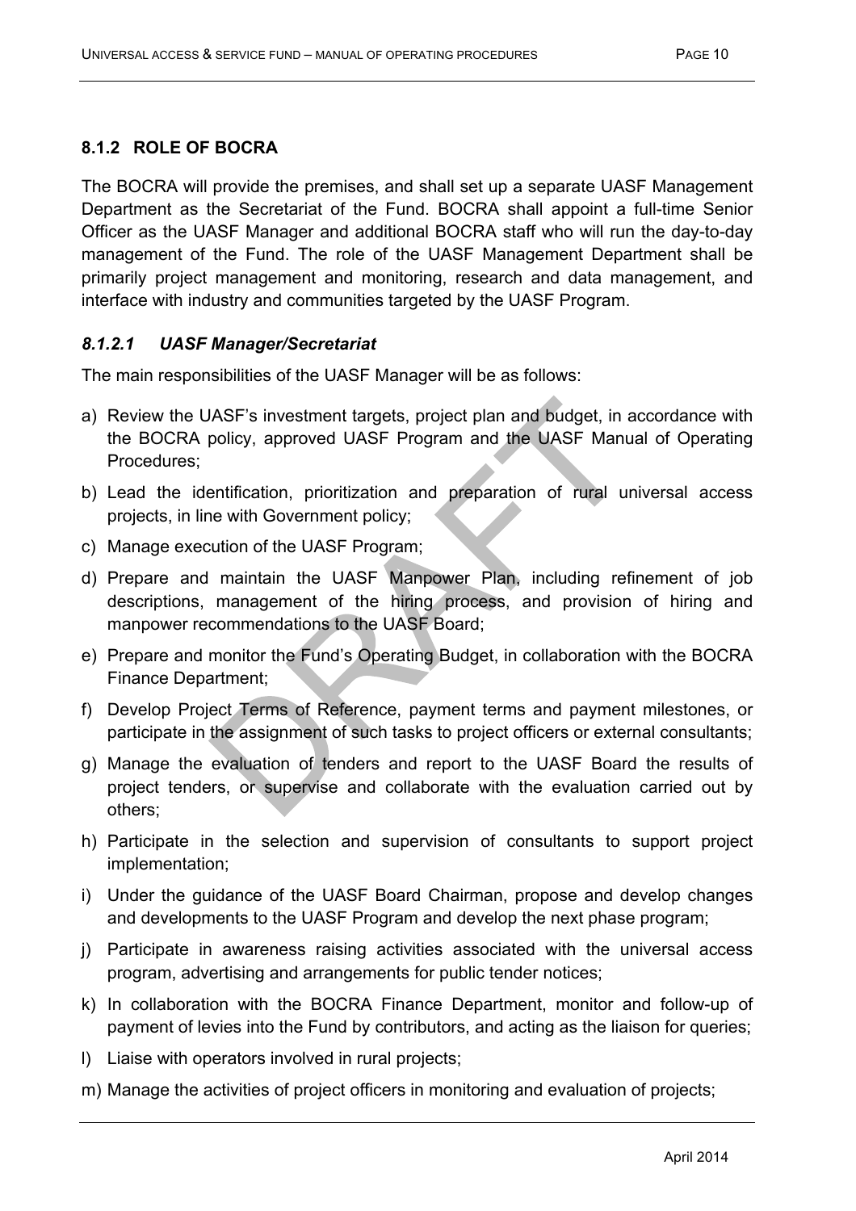### 8.1.2 ROLE OF BOCRA

The BOCRA will provide the premises, and shall set up a separate UASF Management Department as the Secretariat of the Fund. BOCRA shall appoint a full-time Senior Officer as the UASF Manager and additional BOCRA staff who will run the day-to-day management of the Fund. The role of the UASF Management Department shall be primarily project management and monitoring, research and data management, and interface with industry and communities targeted by the UASF Program.

#### *8.1.2.1 UASF Manager/Secretariat*

The main responsibilities of the UASF Manager will be as follows:

a) Review the UASF's investment targets, project plan and budget, in accordance with the BOCRA policy, approved UASF Program and the UASF Manual of Operating Procedures;

b) Lead the identification, prioritization and preparation of rural universal access projects, in line with Government policy;

c) Manage execution of the UASF Program;

d) Prepare and maintain the UASF Manpower Plan, including refinement of job descriptions, management of the hiring process, and provision of hiring and manpower recommendations to the UASF Board;

e) Prepare and monitor the Fund's Operating Budget, in collaboration with the BOCRA Finance Department;

f) Develop Project Terms of Reference, payment terms and payment milestones, or participate in the assignment of such tasks to project officers or external consultants;

g) Manage the evaluation of tenders and report to the UASF Board the results of project tenders, or supervise and collaborate with the evaluation carried out by others;

h) Participate in the selection and supervision of consultants to support project implementation;

i) Under the guidance of the UASF Board Chairman, propose and develop changes and developments to the UASF Program and develop the next phase program;

j) Participate in awareness raising activities associated with the universal access program, advertising and arrangements for public tender notices;

k) In collaboration with the BOCRA Finance Department, monitor and follow-up of payment of levies into the Fund by contributors, and acting as the liaison for queries;

l) Liaise with operators involved in rural projects;

m) Manage the activities of project officers in monitoring and evaluation of projects;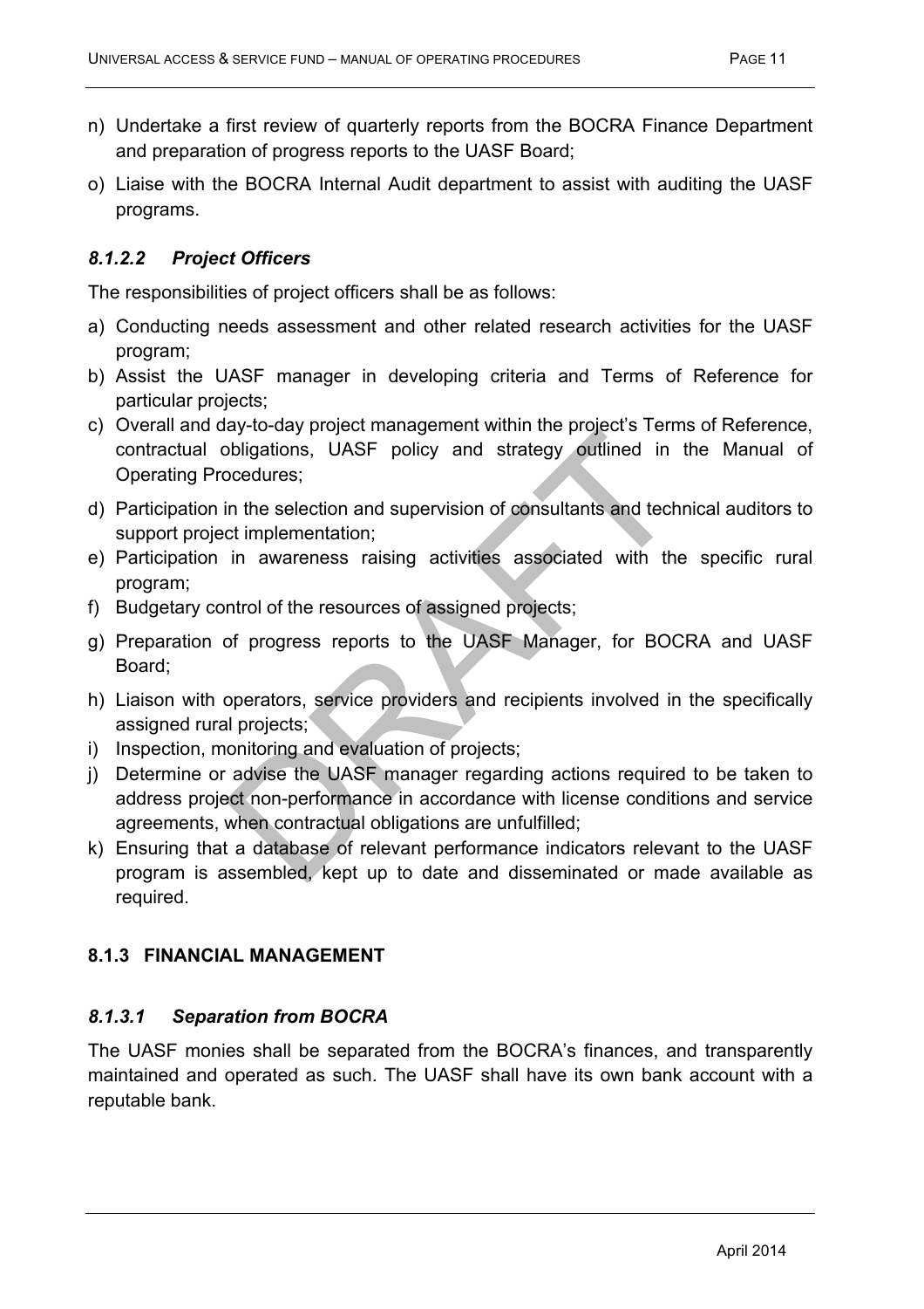n) Undertake a first review of quarterly reports from the BOCRA Finance Department and preparation of progress reports to the UASF Board;

o) Liaise with the BOCRA Internal Audit department to assist with auditing the UASF programs.

#### *8.1.2.2 Project Officers*

The responsibilities of project officers shall be as follows:

a) Conducting needs assessment and other related research activities for the UASF program;

b) Assist the UASF manager in developing criteria and Terms of Reference for particular projects;

c) Overall and day-to-day project management within the project's Terms of Reference, contractual obligations, UASF policy and strategy outlined in the Manual of Operating Procedures;

d) Participation in the selection and supervision of consultants and technical auditors to support project implementation;

e) Participation in awareness raising activities associated with the specific rural program;

f) Budgetary control of the resources of assigned projects;

g) Preparation of progress reports to the UASF Manager, for BOCRA and UASF Board;

h) Liaison with operators, service providers and recipients involved in the specifically assigned rural projects;

i) Inspection, monitoring and evaluation of projects;

j) Determine or advise the UASF manager regarding actions required to be taken to address project non-performance in accordance with license conditions and service agreements, when contractual obligations are unfulfilled;

k) Ensuring that a database of relevant performance indicators relevant to the UASF program is assembled, kept up to date and disseminated or made available as required.

### 8.1.3 FINANCIAL MANAGEMENT

#### *8.1.3.1 Separation from BOCRA*

The UASF monies shall be separated from the BOCRA's finances, and transparently maintained and operated as such. The UASF shall have its own bank account with a reputable bank.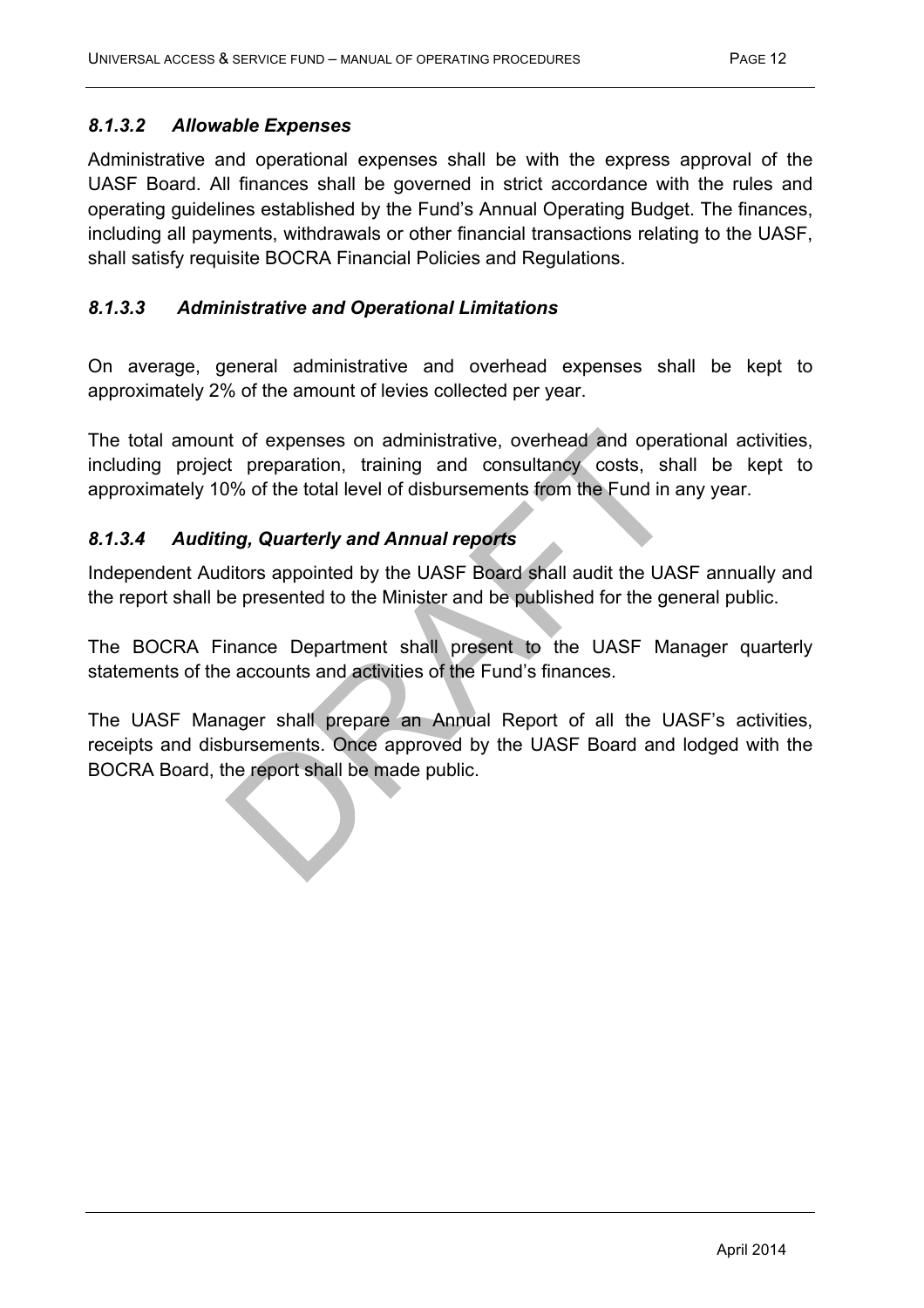#### *8.1.3.2 Allowable Expenses*

Administrative and operational expenses shall be with the express approval of the UASF Board. All finances shall be governed in strict accordance with the rules and operating guidelines established by the Fund's Annual Operating Budget. The finances, including all payments, withdrawals or other financial transactions relating to the UASF, shall satisfy requisite BOCRA Financial Policies and Regulations.

#### *8.1.3.3 Administrative and Operational Limitations*

On average, general administrative and overhead expenses shall be kept to approximately 2% of the amount of levies collected per year.

The total amount of expenses on administrative, overhead and operational activities, including project preparation, training and consultancy costs, shall be kept to approximately 10% of the total level of disbursements from the Fund in any year.

#### *8.1.3.4 Auditing, Quarterly and Annual reports*

Independent Auditors appointed by the UASF Board shall audit the UASF annually and the report shall be presented to the Minister and be published for the general public.

The BOCRA Finance Department shall present to the UASF Manager quarterly statements of the accounts and activities of the Fund's finances.

The UASF Manager shall prepare an Annual Report of all the UASF's activities, receipts and disbursements. Once approved by the UASF Board and lodged with the BOCRA Board, the report shall be made public.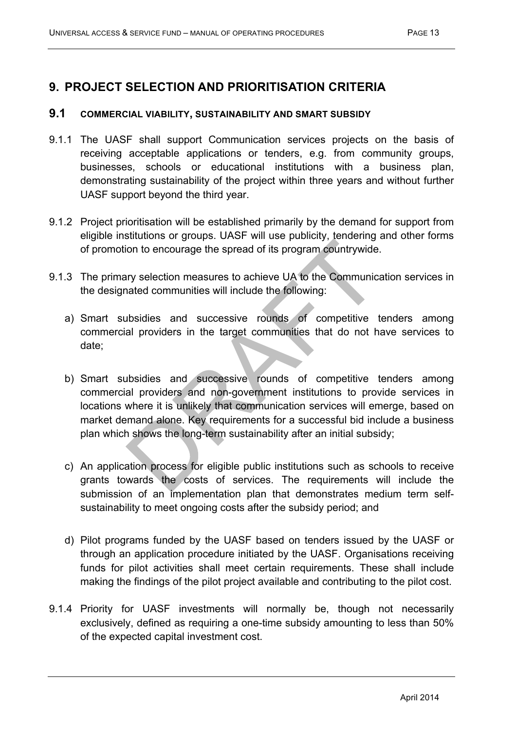# 9. PROJECT SELECTION AND PRIORITISATION CRITERIA

## 9.1 COMMERCIAL VIABILITY, SUSTAINABILITY AND SMART SUBSIDY

9.1.1 The UASF shall support Communication services projects on the basis of receiving acceptable applications or tenders, e.g. from community groups, businesses, schools or educational institutions with a business plan, demonstrating sustainability of the project within three years and without further UASF support beyond the third year.

9.1.2 Project prioritisation will be established primarily by the demand for support from eligible institutions or groups. UASF will use publicity, tendering and other forms of promotion to encourage the spread of its program countrywide.

9.1.3 The primary selection measures to achieve UA to the Communication services in the designated communities will include the following:

a) Smart subsidies and successive rounds of competitive tenders among commercial providers in the target communities that do not have services to date;

b) Smart subsidies and successive rounds of competitive tenders among commercial providers and non-government institutions to provide services in locations where it is unlikely that communication services will emerge, based on market demand alone. Key requirements for a successful bid include a business plan which shows the long-term sustainability after an initial subsidy;

c) An application process for eligible public institutions such as schools to receive grants towards the costs of services. The requirements will include the submission of an implementation plan that demonstrates medium term self-sustainability to meet ongoing costs after the subsidy period; and

d) Pilot programs funded by the UASF based on tenders issued by the UASF or through an application procedure initiated by the UASF. Organisations receiving funds for pilot activities shall meet certain requirements. These shall include making the findings of the pilot project available and contributing to the pilot cost.

9.1.4 Priority for UASF investments will normally be, though not necessarily exclusively, defined as requiring a one-time subsidy amounting to less than 50% of the expected capital investment cost.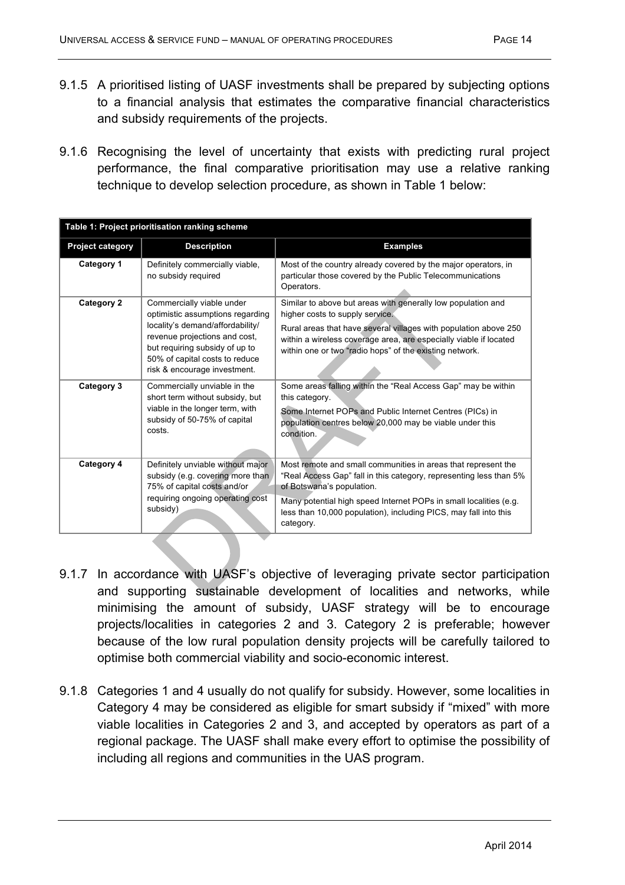9.1.5 A prioritised listing of UASF investments shall be prepared by subjecting options to a financial analysis that estimates the comparative financial characteristics and subsidy requirements of the projects.

9.1.6 Recognising the level of uncertainty that exists with predicting rural project performance, the final comparative prioritisation may use a relative ranking technique to develop selection procedure, as shown in Table 1 below:

**Table 1: Project prioritisation ranking scheme**

| Project category | Description | Examples |
|---|---|---|
| **Category 1** | Definitely commercially viable, no subsidy required | Most of the country already covered by the major operators, in particular those covered by the Public Telecommunications Operators. |
| **Category 2** | Commercially viable under optimistic assumptions regarding locality's demand/affordability/ revenue projections and cost, but requiring subsidy of up to 50% of capital costs to reduce risk & encourage investment. | Similar to above but areas with generally low population and higher costs to supply service. Rural areas that have several villages with population above 250 within a wireless coverage area, are especially viable if located within one or two "radio hops" of the existing network. |
| **Category 3** | Commercially unviable in the short term without subsidy, but viable in the longer term, with subsidy of 50-75% of capital costs. | Some areas falling within the "Real Access Gap" may be within this category. Some Internet POPs and Public Internet Centres (PICs) in population centres below 20,000 may be viable under this condition. |
| **Category 4** | Definitely unviable without major subsidy (e.g. covering more than 75% of capital costs and/or requiring ongoing operating cost subsidy) | Most remote and small communities in areas that represent the "Real Access Gap" fall in this category, representing less than 5% of Botswana's population. Many potential high speed Internet POPs in small localities (e.g. less than 10,000 population), including PICS, may fall into this category. |

9.1.7 In accordance with UASF's objective of leveraging private sector participation and supporting sustainable development of localities and networks, while minimising the amount of subsidy, UASF strategy will be to encourage projects/localities in categories 2 and 3. Category 2 is preferable; however because of the low rural population density projects will be carefully tailored to optimise both commercial viability and socio-economic interest.

9.1.8 Categories 1 and 4 usually do not qualify for subsidy. However, some localities in Category 4 may be considered as eligible for smart subsidy if "mixed" with more viable localities in Categories 2 and 3, and accepted by operators as part of a regional package. The UASF shall make every effort to optimise the possibility of including all regions and communities in the UAS program.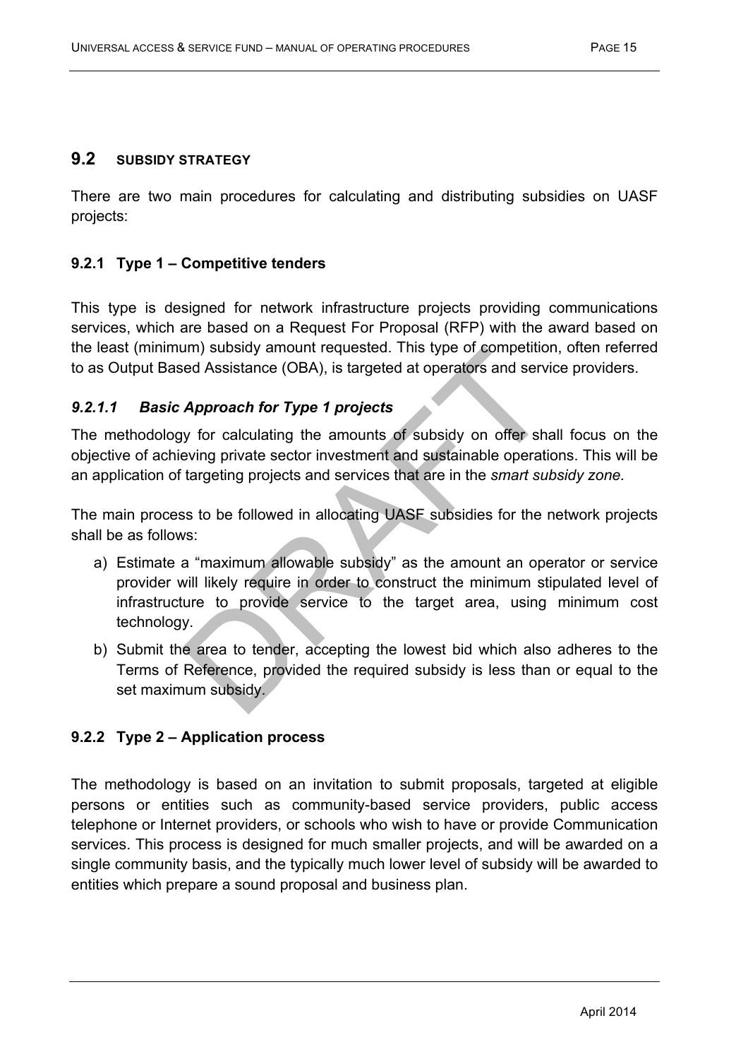## 9.2 SUBSIDY STRATEGY

There are two main procedures for calculating and distributing subsidies on UASF projects:

### 9.2.1 Type 1 – Competitive tenders

This type is designed for network infrastructure projects providing communications services, which are based on a Request For Proposal (RFP) with the award based on the least (minimum) subsidy amount requested. This type of competition, often referred to as Output Based Assistance (OBA), is targeted at operators and service providers.

#### *9.2.1.1 Basic Approach for Type 1 projects*

The methodology for calculating the amounts of subsidy on offer shall focus on the objective of achieving private sector investment and sustainable operations. This will be an application of targeting projects and services that are in the *smart subsidy zone.*

The main process to be followed in allocating UASF subsidies for the network projects shall be as follows:

a) Estimate a "maximum allowable subsidy" as the amount an operator or service provider will likely require in order to construct the minimum stipulated level of infrastructure to provide service to the target area, using minimum cost technology.

b) Submit the area to tender, accepting the lowest bid which also adheres to the Terms of Reference, provided the required subsidy is less than or equal to the set maximum subsidy.

### 9.2.2 Type 2 – Application process

The methodology is based on an invitation to submit proposals, targeted at eligible persons or entities such as community-based service providers, public access telephone or Internet providers, or schools who wish to have or provide Communication services. This process is designed for much smaller projects, and will be awarded on a single community basis, and the typically much lower level of subsidy will be awarded to entities which prepare a sound proposal and business plan.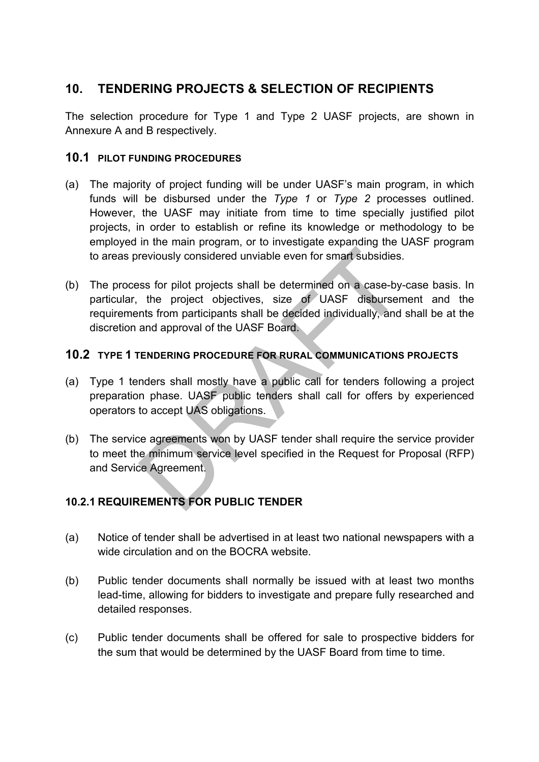## 10. TENDERING PROJECTS & SELECTION OF RECIPIENTS

The selection procedure for Type 1 and Type 2 UASF projects, are shown in Annexure A and B respectively.

### 10.1 PILOT FUNDING PROCEDURES

(a) The majority of project funding will be under UASF's main program, in which funds will be disbursed under the *Type 1* or *Type 2* processes outlined. However, the UASF may initiate from time to time specially justified pilot projects, in order to establish or refine its knowledge or methodology to be employed in the main program, or to investigate expanding the UASF program to areas previously considered unviable even for smart subsidies.

(b) The process for pilot projects shall be determined on a case-by-case basis. In particular, the project objectives, size of UASF disbursement and the requirements from participants shall be decided individually, and shall be at the discretion and approval of the UASF Board.

### 10.2 TYPE 1 TENDERING PROCEDURE FOR RURAL COMMUNICATIONS PROJECTS

(a) Type 1 tenders shall mostly have a public call for tenders following a project preparation phase. UASF public tenders shall call for offers by experienced operators to accept UAS obligations.

(b) The service agreements won by UASF tender shall require the service provider to meet the minimum service level specified in the Request for Proposal (RFP) and Service Agreement.

#### 10.2.1 REQUIREMENTS FOR PUBLIC TENDER

(a) Notice of tender shall be advertised in at least two national newspapers with a wide circulation and on the BOCRA website.

(b) Public tender documents shall normally be issued with at least two months lead-time, allowing for bidders to investigate and prepare fully researched and detailed responses.

(c) Public tender documents shall be offered for sale to prospective bidders for the sum that would be determined by the UASF Board from time to time.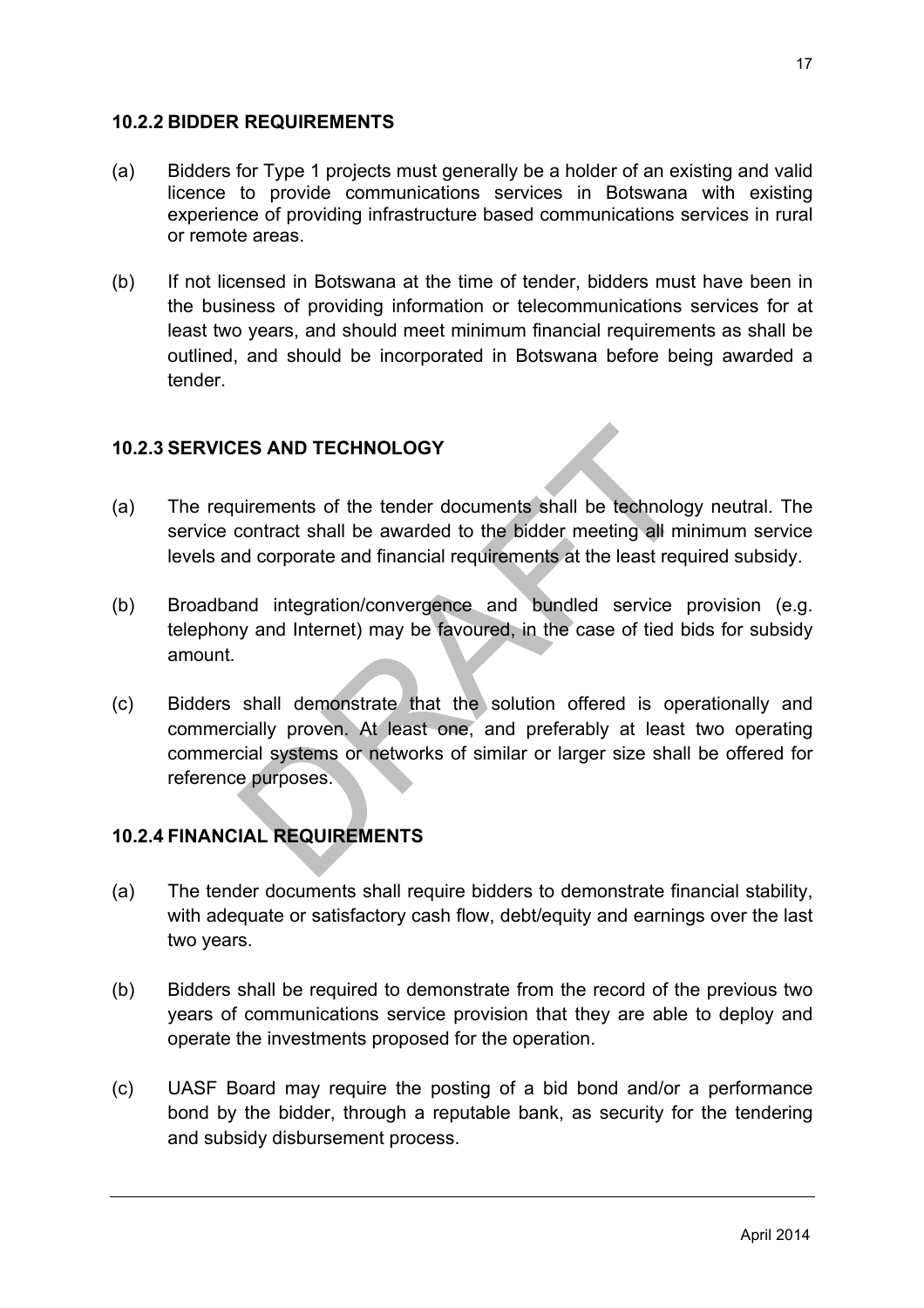#### 10.2.2 BIDDER REQUIREMENTS

(a) Bidders for Type 1 projects must generally be a holder of an existing and valid licence to provide communications services in Botswana with existing experience of providing infrastructure based communications services in rural or remote areas.

(b) If not licensed in Botswana at the time of tender, bidders must have been in the business of providing information or telecommunications services for at least two years, and should meet minimum financial requirements as shall be outlined, and should be incorporated in Botswana before being awarded a tender.

#### 10.2.3 SERVICES AND TECHNOLOGY

(a) The requirements of the tender documents shall be technology neutral. The service contract shall be awarded to the bidder meeting all minimum service levels and corporate and financial requirements at the least required subsidy.

(b) Broadband integration/convergence and bundled service provision (e.g. telephony and Internet) may be favoured, in the case of tied bids for subsidy amount.

(c) Bidders shall demonstrate that the solution offered is operationally and commercially proven. At least one, and preferably at least two operating commercial systems or networks of similar or larger size shall be offered for reference purposes.

#### 10.2.4 FINANCIAL REQUIREMENTS

(a) The tender documents shall require bidders to demonstrate financial stability, with adequate or satisfactory cash flow, debt/equity and earnings over the last two years.

(b) Bidders shall be required to demonstrate from the record of the previous two years of communications service provision that they are able to deploy and operate the investments proposed for the operation.

(c) UASF Board may require the posting of a bid bond and/or a performance bond by the bidder, through a reputable bank, as security for the tendering and subsidy disbursement process.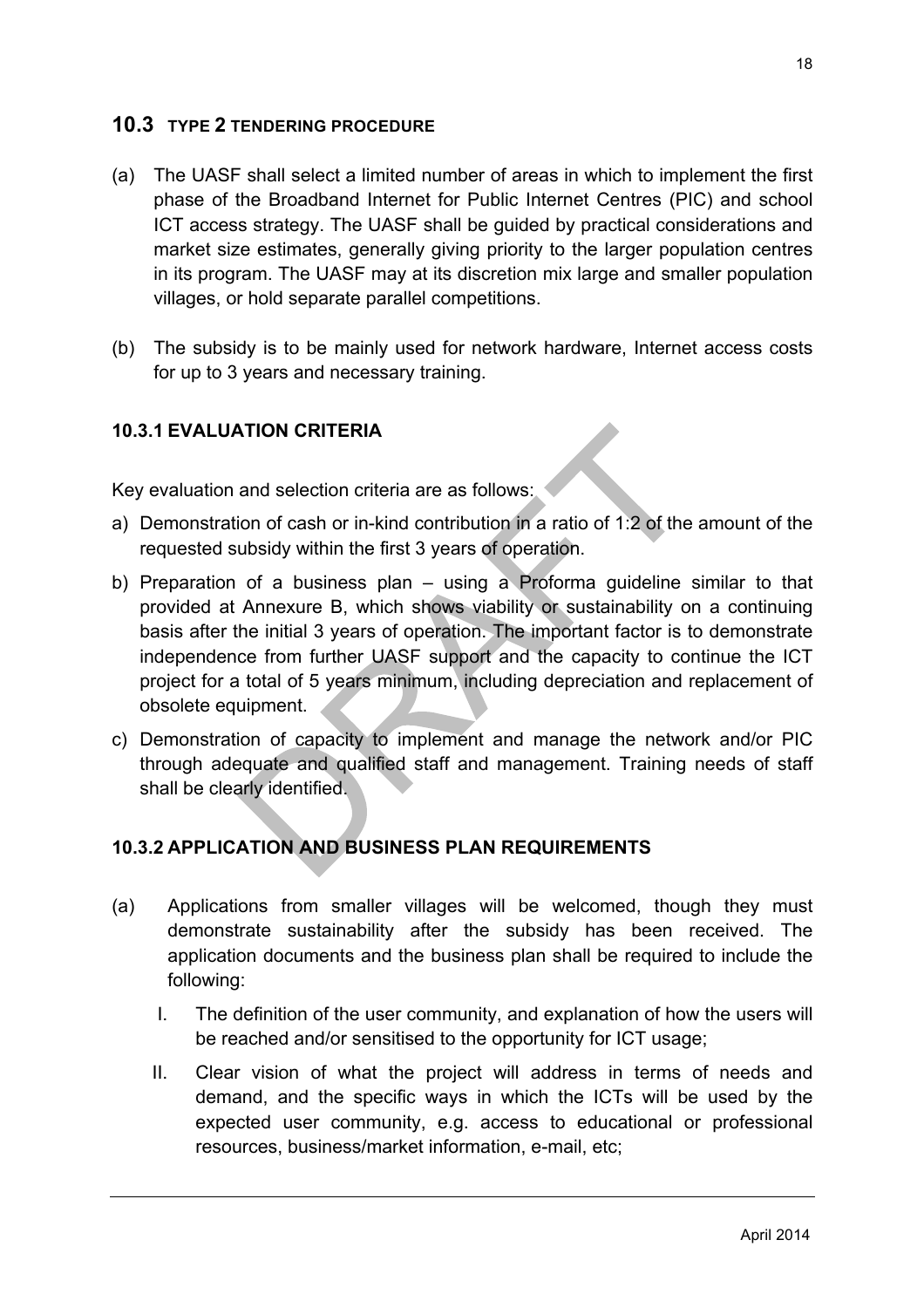## 10.3 TYPE 2 TENDERING PROCEDURE

(a) The UASF shall select a limited number of areas in which to implement the first phase of the Broadband Internet for Public Internet Centres (PIC) and school ICT access strategy. The UASF shall be guided by practical considerations and market size estimates, generally giving priority to the larger population centres in its program. The UASF may at its discretion mix large and smaller population villages, or hold separate parallel competitions.

(b) The subsidy is to be mainly used for network hardware, Internet access costs for up to 3 years and necessary training.

### 10.3.1 EVALUATION CRITERIA

Key evaluation and selection criteria are as follows:

a) Demonstration of cash or in-kind contribution in a ratio of 1:2 of the amount of the requested subsidy within the first 3 years of operation.

b) Preparation of a business plan – using a Proforma guideline similar to that provided at Annexure B, which shows viability or sustainability on a continuing basis after the initial 3 years of operation. The important factor is to demonstrate independence from further UASF support and the capacity to continue the ICT project for a total of 5 years minimum, including depreciation and replacement of obsolete equipment.

c) Demonstration of capacity to implement and manage the network and/or PIC through adequate and qualified staff and management. Training needs of staff shall be clearly identified.

### 10.3.2 APPLICATION AND BUSINESS PLAN REQUIREMENTS

(a) Applications from smaller villages will be welcomed, though they must demonstrate sustainability after the subsidy has been received. The application documents and the business plan shall be required to include the following:

   I. The definition of the user community, and explanation of how the users will be reached and/or sensitised to the opportunity for ICT usage;

   II. Clear vision of what the project will address in terms of needs and demand, and the specific ways in which the ICTs will be used by the expected user community, e.g. access to educational or professional resources, business/market information, e-mail, etc;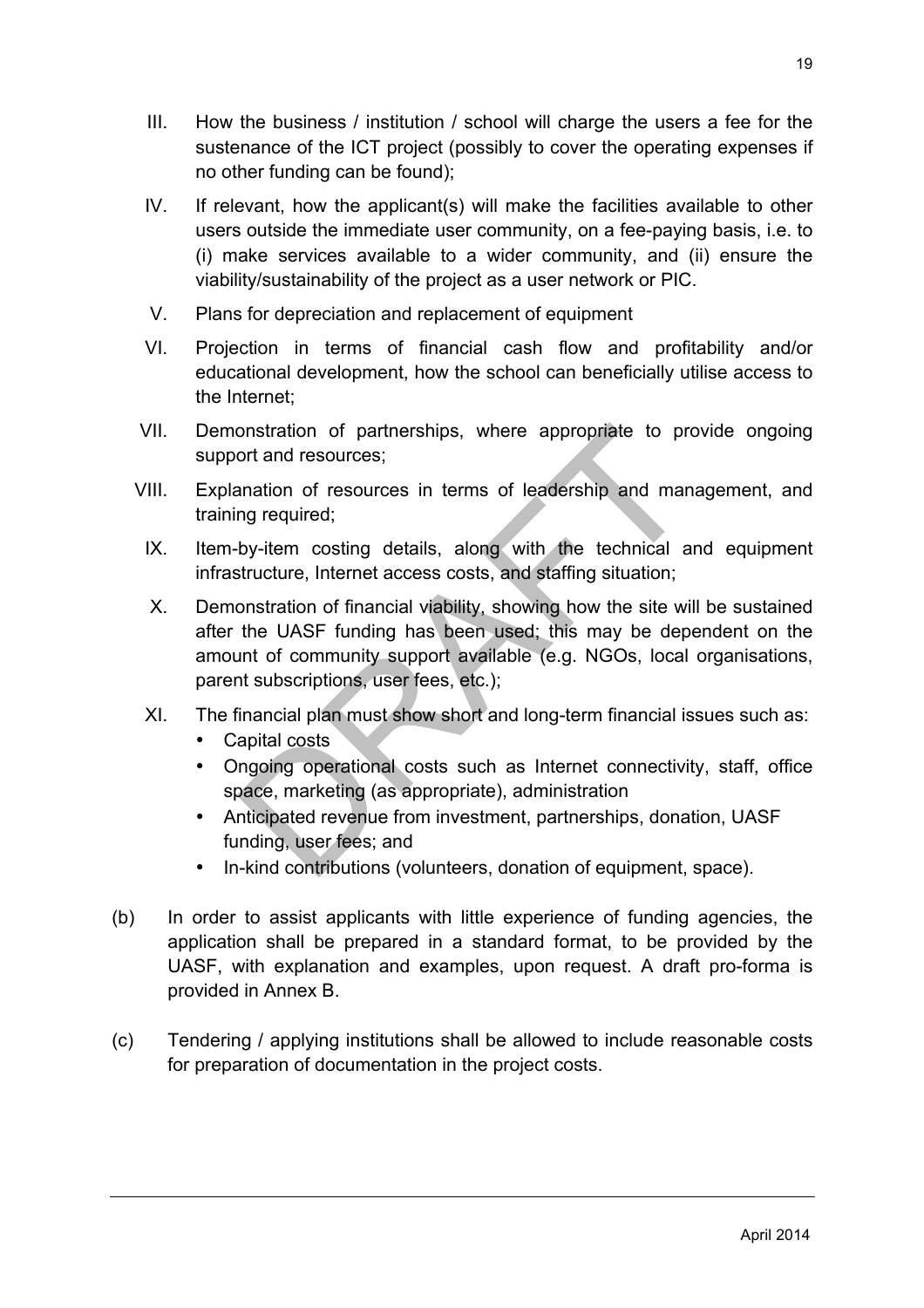III. How the business / institution / school will charge the users a fee for the sustenance of the ICT project (possibly to cover the operating expenses if no other funding can be found);

IV. If relevant, how the applicant(s) will make the facilities available to other users outside the immediate user community, on a fee-paying basis, i.e. to (i) make services available to a wider community, and (ii) ensure the viability/sustainability of the project as a user network or PIC.

V. Plans for depreciation and replacement of equipment

VI. Projection in terms of financial cash flow and profitability and/or educational development, how the school can beneficially utilise access to the Internet;

VII. Demonstration of partnerships, where appropriate to provide ongoing support and resources;

VIII. Explanation of resources in terms of leadership and management, and training required;

IX. Item-by-item costing details, along with the technical and equipment infrastructure, Internet access costs, and staffing situation;

X. Demonstration of financial viability, showing how the site will be sustained after the UASF funding has been used; this may be dependent on the amount of community support available (e.g. NGOs, local organisations, parent subscriptions, user fees, etc.);

XI. The financial plan must show short and long-term financial issues such as:
   - Capital costs
   - Ongoing operational costs such as Internet connectivity, staff, office space, marketing (as appropriate), administration
   - Anticipated revenue from investment, partnerships, donation, UASF funding, user fees; and
   - In-kind contributions (volunteers, donation of equipment, space).

(b) In order to assist applicants with little experience of funding agencies, the application shall be prepared in a standard format, to be provided by the UASF, with explanation and examples, upon request. A draft pro-forma is provided in Annex B.

(c) Tendering / applying institutions shall be allowed to include reasonable costs for preparation of documentation in the project costs.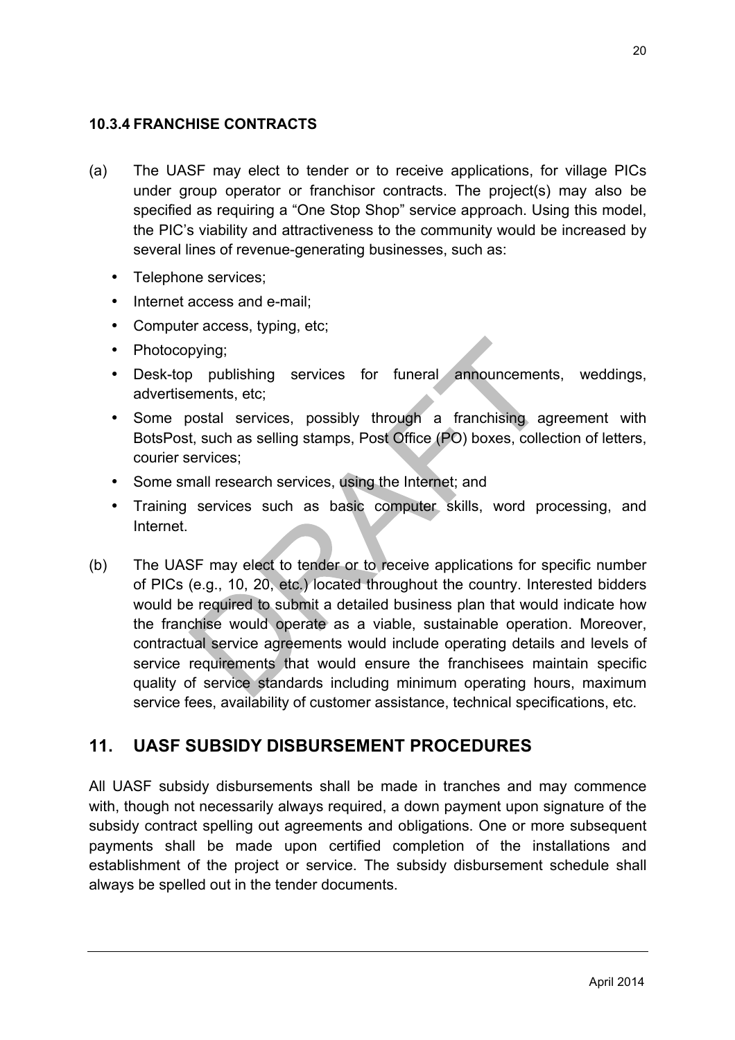### 10.3.4 FRANCHISE CONTRACTS

(a) The UASF may elect to tender or to receive applications, for village PICs under group operator or franchisor contracts. The project(s) may also be specified as requiring a "One Stop Shop" service approach. Using this model, the PIC's viability and attractiveness to the community would be increased by several lines of revenue-generating businesses, such as:

- Telephone services;
- Internet access and e-mail;
- Computer access, typing, etc;
- Photocopying;
- Desk-top publishing services for funeral announcements, weddings, advertisements, etc;
- Some postal services, possibly through a franchising agreement with BotsPost, such as selling stamps, Post Office (PO) boxes, collection of letters, courier services;
- Some small research services, using the Internet; and
- Training services such as basic computer skills, word processing, and Internet.

(b) The UASF may elect to tender or to receive applications for specific number of PICs (e.g., 10, 20, etc.) located throughout the country. Interested bidders would be required to submit a detailed business plan that would indicate how the franchise would operate as a viable, sustainable operation. Moreover, contractual service agreements would include operating details and levels of service requirements that would ensure the franchisees maintain specific quality of service standards including minimum operating hours, maximum service fees, availability of customer assistance, technical specifications, etc.

## 11. UASF SUBSIDY DISBURSEMENT PROCEDURES

All UASF subsidy disbursements shall be made in tranches and may commence with, though not necessarily always required, a down payment upon signature of the subsidy contract spelling out agreements and obligations. One or more subsequent payments shall be made upon certified completion of the installations and establishment of the project or service. The subsidy disbursement schedule shall always be spelled out in the tender documents.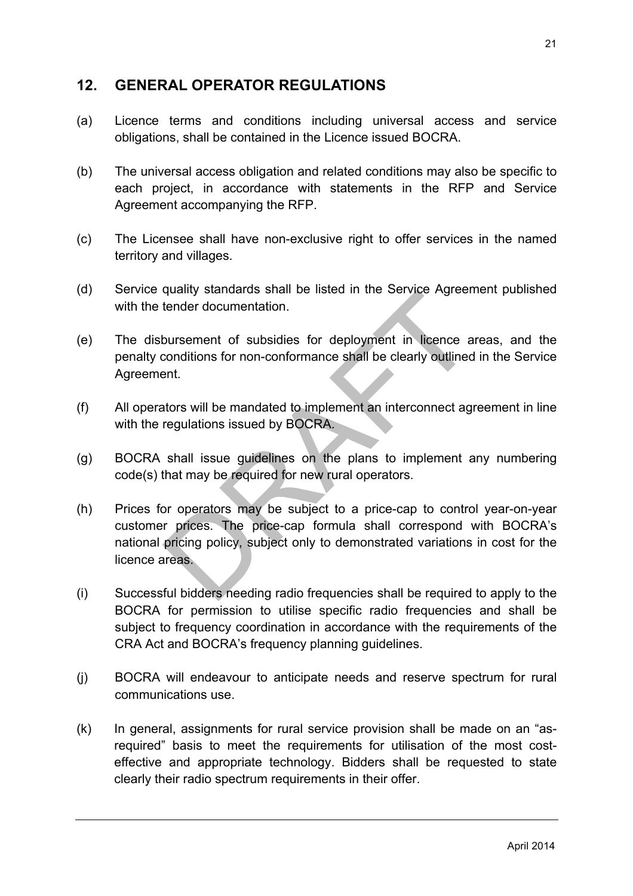## 12. GENERAL OPERATOR REGULATIONS

(a) Licence terms and conditions including universal access and service obligations, shall be contained in the Licence issued BOCRA.

(b) The universal access obligation and related conditions may also be specific to each project, in accordance with statements in the RFP and Service Agreement accompanying the RFP.

(c) The Licensee shall have non-exclusive right to offer services in the named territory and villages.

(d) Service quality standards shall be listed in the Service Agreement published with the tender documentation.

(e) The disbursement of subsidies for deployment in licence areas, and the penalty conditions for non-conformance shall be clearly outlined in the Service Agreement.

(f) All operators will be mandated to implement an interconnect agreement in line with the regulations issued by BOCRA.

(g) BOCRA shall issue guidelines on the plans to implement any numbering code(s) that may be required for new rural operators.

(h) Prices for operators may be subject to a price-cap to control year-on-year customer prices. The price-cap formula shall correspond with BOCRA's national pricing policy, subject only to demonstrated variations in cost for the licence areas.

(i) Successful bidders needing radio frequencies shall be required to apply to the BOCRA for permission to utilise specific radio frequencies and shall be subject to frequency coordination in accordance with the requirements of the CRA Act and BOCRA's frequency planning guidelines.

(j) BOCRA will endeavour to anticipate needs and reserve spectrum for rural communications use.

(k) In general, assignments for rural service provision shall be made on an "as-required" basis to meet the requirements for utilisation of the most cost-effective and appropriate technology. Bidders shall be requested to state clearly their radio spectrum requirements in their offer.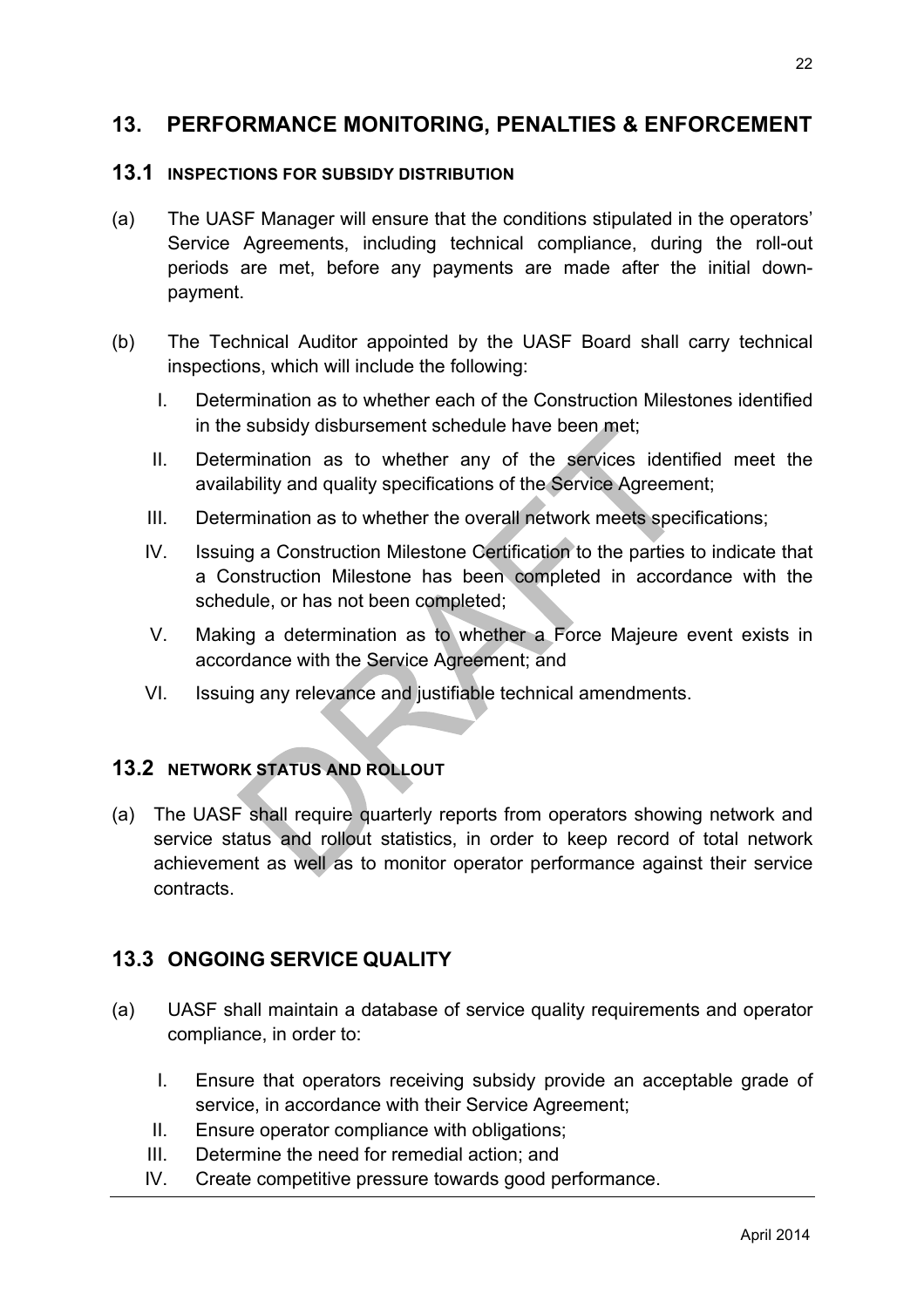## 13. PERFORMANCE MONITORING, PENALTIES & ENFORCEMENT

### 13.1 INSPECTIONS FOR SUBSIDY DISTRIBUTION

(a) The UASF Manager will ensure that the conditions stipulated in the operators' Service Agreements, including technical compliance, during the roll-out periods are met, before any payments are made after the initial down-payment.

(b) The Technical Auditor appointed by the UASF Board shall carry technical inspections, which will include the following:

I. Determination as to whether each of the Construction Milestones identified in the subsidy disbursement schedule have been met;

II. Determination as to whether any of the services identified meet the availability and quality specifications of the Service Agreement;

III. Determination as to whether the overall network meets specifications;

IV. Issuing a Construction Milestone Certification to the parties to indicate that a Construction Milestone has been completed in accordance with the schedule, or has not been completed;

V. Making a determination as to whether a Force Majeure event exists in accordance with the Service Agreement; and

VI. Issuing any relevance and justifiable technical amendments.

### 13.2 NETWORK STATUS AND ROLLOUT

(a) The UASF shall require quarterly reports from operators showing network and service status and rollout statistics, in order to keep record of total network achievement as well as to monitor operator performance against their service contracts.

### 13.3 ONGOING SERVICE QUALITY

(a) UASF shall maintain a database of service quality requirements and operator compliance, in order to:

I. Ensure that operators receiving subsidy provide an acceptable grade of service, in accordance with their Service Agreement;

II. Ensure operator compliance with obligations;

III. Determine the need for remedial action; and

IV. Create competitive pressure towards good performance.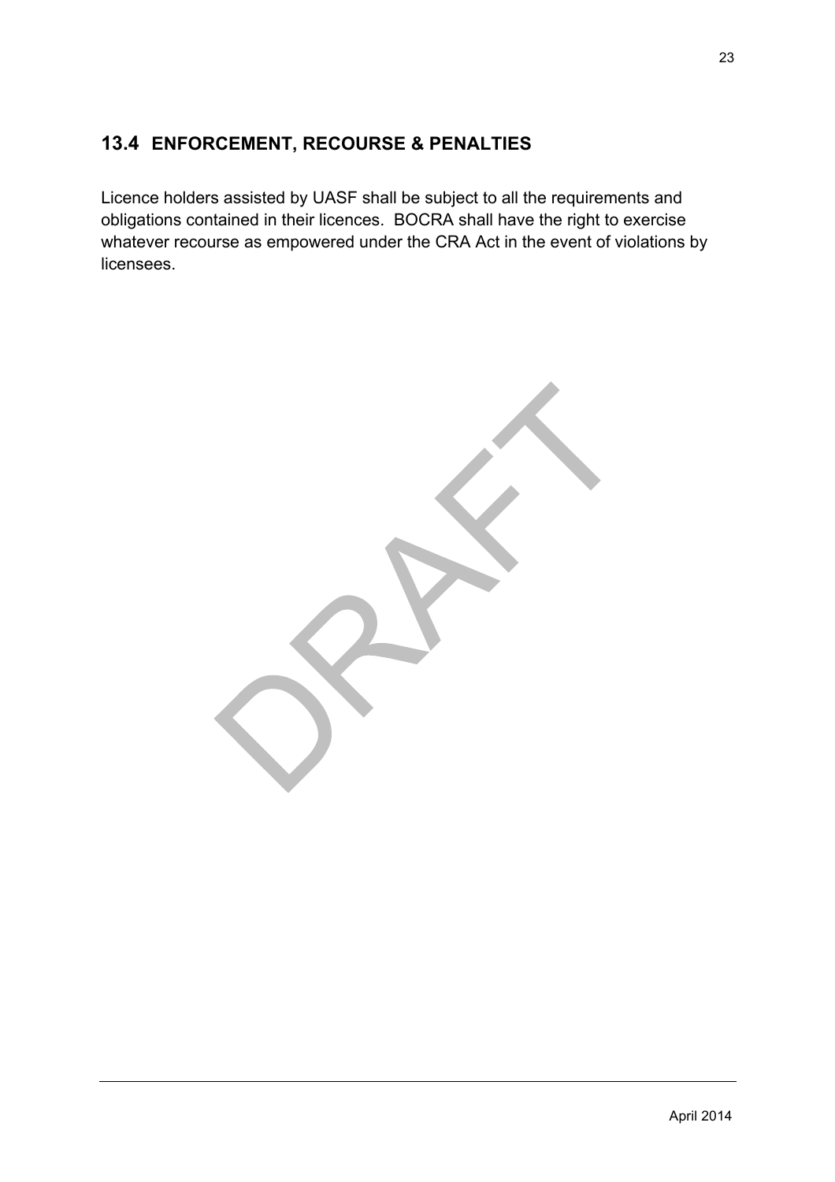## 13.4 ENFORCEMENT, RECOURSE & PENALTIES

Licence holders assisted by UASF shall be subject to all the requirements and obligations contained in their licences. BOCRA shall have the right to exercise whatever recourse as empowered under the CRA Act in the event of violations by licensees.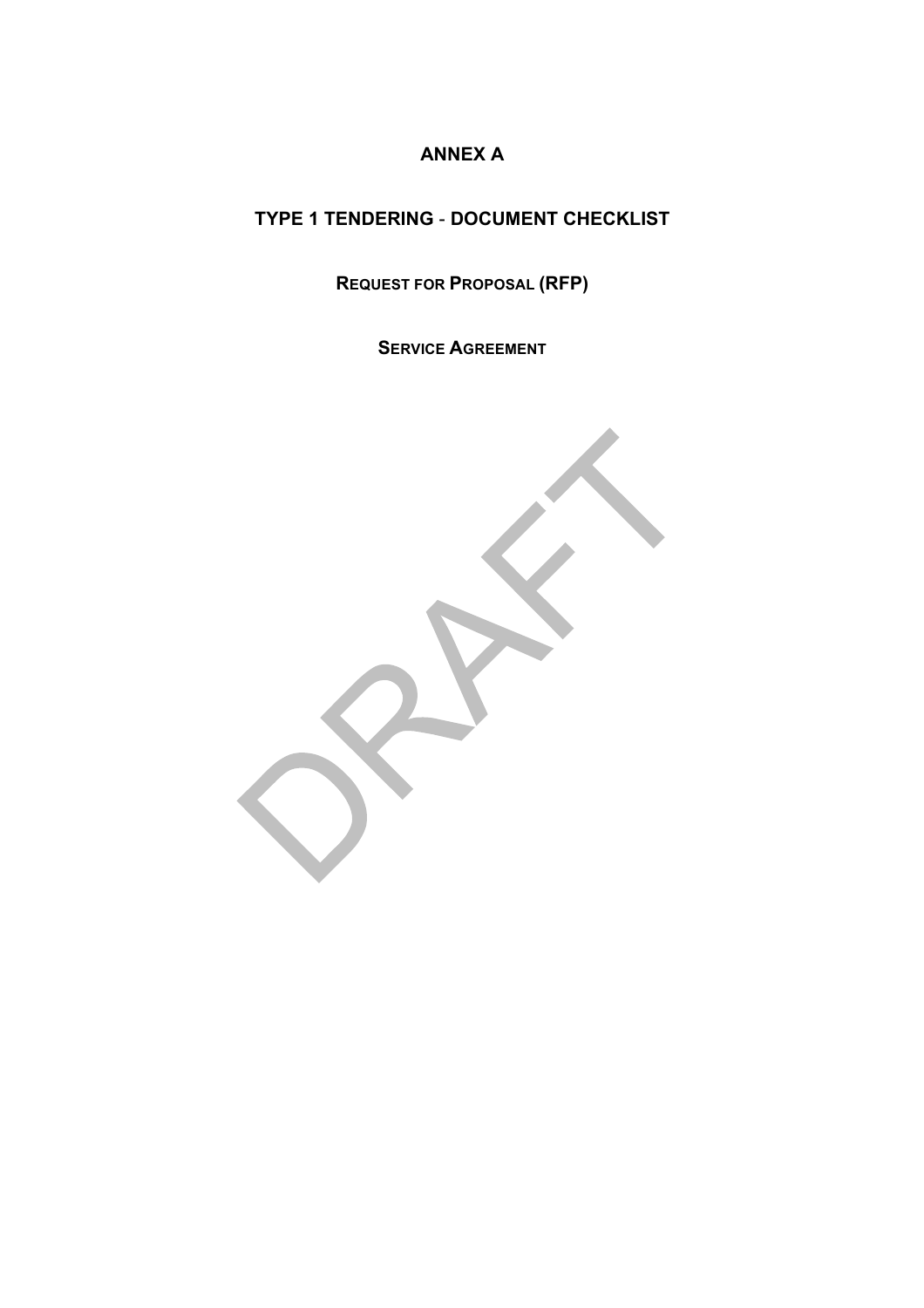# ANNEX A

## TYPE 1 TENDERING - DOCUMENT CHECKLIST

### REQUEST FOR PROPOSAL (RFP)

### SERVICE AGREEMENT

DRAFT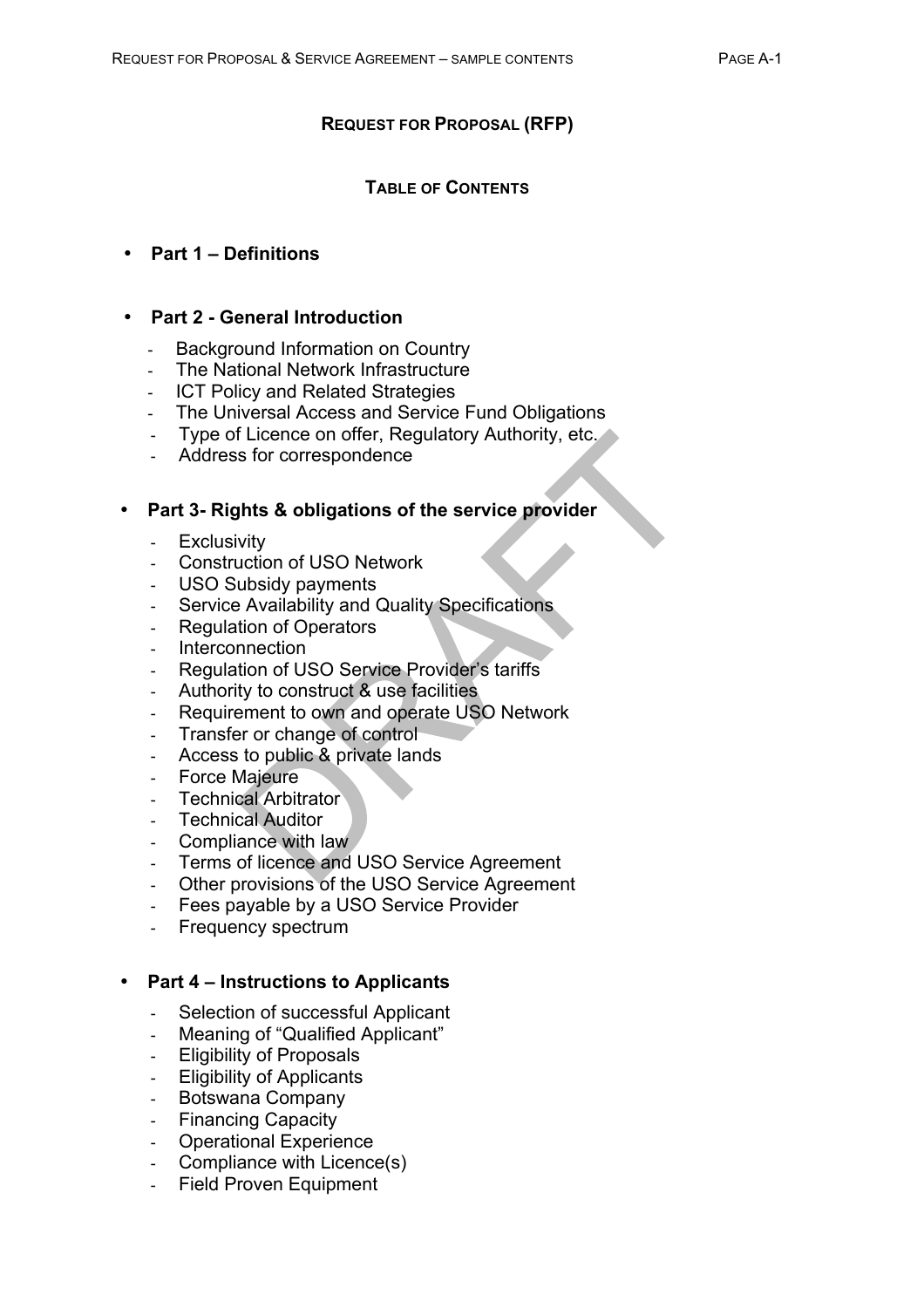# REQUEST FOR PROPOSAL (RFP)

## TABLE OF CONTENTS

- **Part 1 – Definitions**

- **Part 2 - General Introduction**
  - Background Information on Country
  - The National Network Infrastructure
  - ICT Policy and Related Strategies
  - The Universal Access and Service Fund Obligations
  - Type of Licence on offer, Regulatory Authority, etc.
  - Address for correspondence

- **Part 3- Rights & obligations of the service provider**
  - Exclusivity
  - Construction of USO Network
  - USO Subsidy payments
  - Service Availability and Quality Specifications
  - Regulation of Operators
  - Interconnection
  - Regulation of USO Service Provider's tariffs
  - Authority to construct & use facilities
  - Requirement to own and operate USO Network
  - Transfer or change of control
  - Access to public & private lands
  - Force Majeure
  - Technical Arbitrator
  - Technical Auditor
  - Compliance with law
  - Terms of licence and USO Service Agreement
  - Other provisions of the USO Service Agreement
  - Fees payable by a USO Service Provider
  - Frequency spectrum

- **Part 4 – Instructions to Applicants**
  - Selection of successful Applicant
  - Meaning of "Qualified Applicant"
  - Eligibility of Proposals
  - Eligibility of Applicants
  - Botswana Company
  - Financing Capacity
  - Operational Experience
  - Compliance with Licence(s)
  - Field Proven Equipment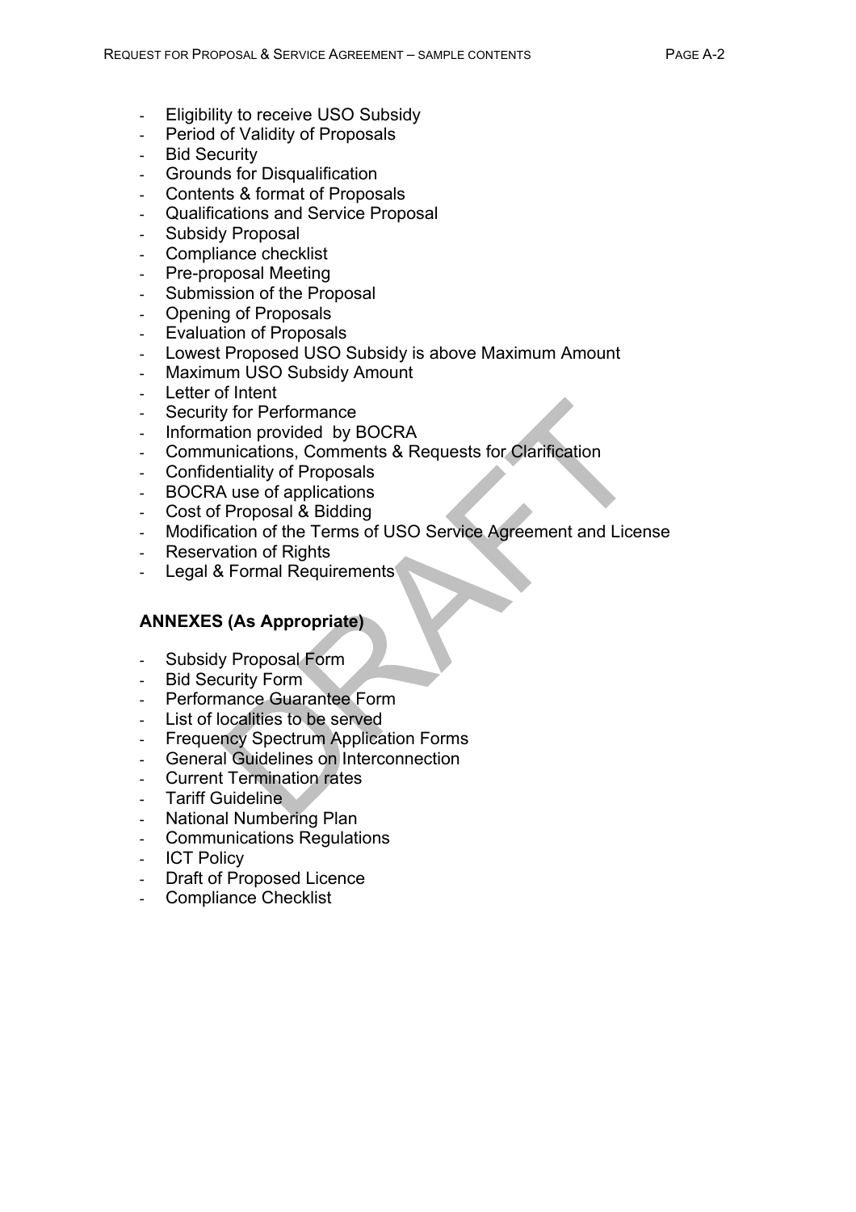- Eligibility to receive USO Subsidy
- Period of Validity of Proposals
- Bid Security
- Grounds for Disqualification
- Contents & format of Proposals
- Qualifications and Service Proposal
- Subsidy Proposal
- Compliance checklist
- Pre-proposal Meeting
- Submission of the Proposal
- Opening of Proposals
- Evaluation of Proposals
- Lowest Proposed USO Subsidy is above Maximum Amount
- Maximum USO Subsidy Amount
- Letter of Intent
- Security for Performance
- Information provided by BOCRA
- Communications, Comments & Requests for Clarification
- Confidentiality of Proposals
- BOCRA use of applications
- Cost of Proposal & Bidding
- Modification of the Terms of USO Service Agreement and License
- Reservation of Rights
- Legal & Formal Requirements

**ANNEXES (As Appropriate)**

- Subsidy Proposal Form
- Bid Security Form
- Performance Guarantee Form
- List of localities to be served
- Frequency Spectrum Application Forms
- General Guidelines on Interconnection
- Current Termination rates
- Tariff Guideline
- National Numbering Plan
- Communications Regulations
- ICT Policy
- Draft of Proposed Licence
- Compliance Checklist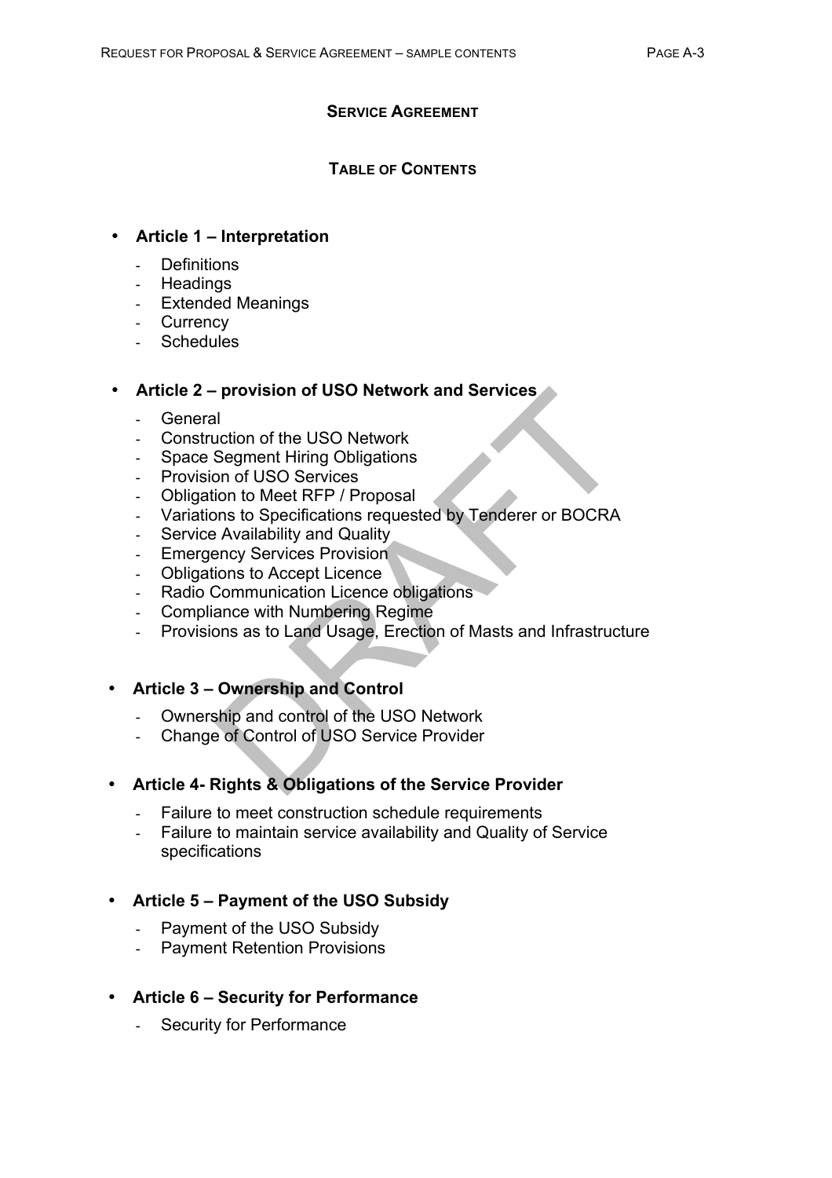## SERVICE AGREEMENT

### TABLE OF CONTENTS

- **Article 1 – Interpretation**
  - Definitions
  - Headings
  - Extended Meanings
  - Currency
  - Schedules

- **Article 2 – provision of USO Network and Services**
  - General
  - Construction of the USO Network
  - Space Segment Hiring Obligations
  - Provision of USO Services
  - Obligation to Meet RFP / Proposal
  - Variations to Specifications requested by Tenderer or BOCRA
  - Service Availability and Quality
  - Emergency Services Provision
  - Obligations to Accept Licence
  - Radio Communication Licence obligations
  - Compliance with Numbering Regime
  - Provisions as to Land Usage, Erection of Masts and Infrastructure

- **Article 3 – Ownership and Control**
  - Ownership and control of the USO Network
  - Change of Control of USO Service Provider

- **Article 4- Rights & Obligations of the Service Provider**
  - Failure to meet construction schedule requirements
  - Failure to maintain service availability and Quality of Service specifications

- **Article 5 – Payment of the USO Subsidy**
  - Payment of the USO Subsidy
  - Payment Retention Provisions

- **Article 6 – Security for Performance**
  - Security for Performance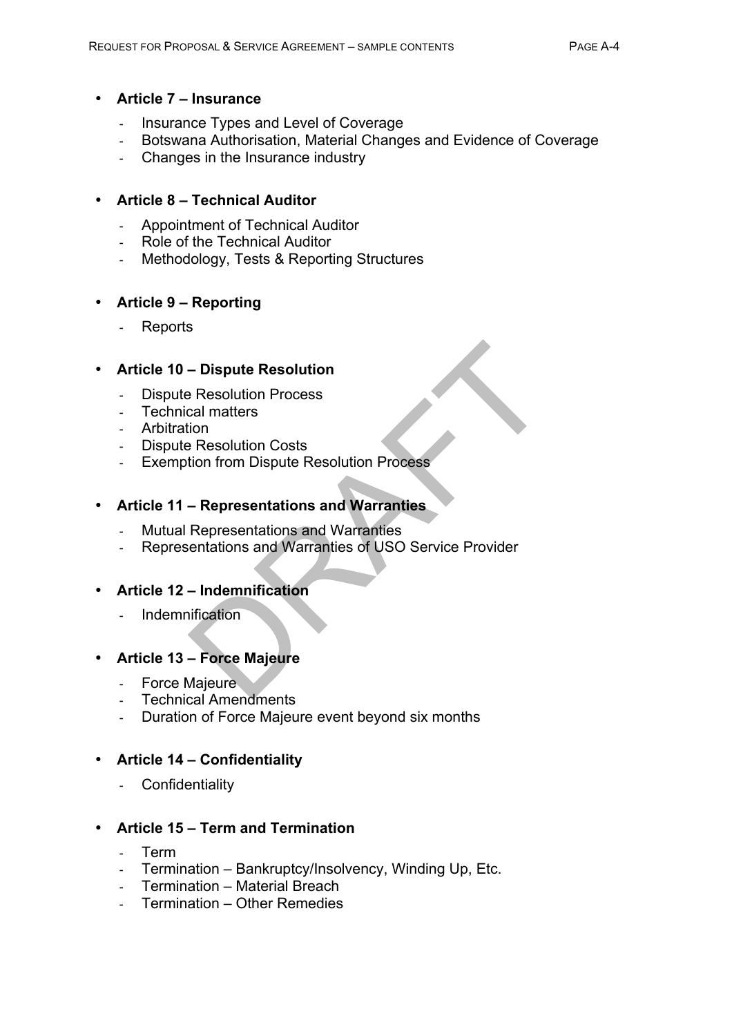- **Article 7 – Insurance**
  - Insurance Types and Level of Coverage
  - Botswana Authorisation, Material Changes and Evidence of Coverage
  - Changes in the Insurance industry

- **Article 8 – Technical Auditor**
  - Appointment of Technical Auditor
  - Role of the Technical Auditor
  - Methodology, Tests & Reporting Structures

- **Article 9 – Reporting**
  - Reports

- **Article 10 – Dispute Resolution**
  - Dispute Resolution Process
  - Technical matters
  - Arbitration
  - Dispute Resolution Costs
  - Exemption from Dispute Resolution Process

- **Article 11 – Representations and Warranties**
  - Mutual Representations and Warranties
  - Representations and Warranties of USO Service Provider

- **Article 12 – Indemnification**
  - Indemnification

- **Article 13 – Force Majeure**
  - Force Majeure
  - Technical Amendments
  - Duration of Force Majeure event beyond six months

- **Article 14 – Confidentiality**
  - Confidentiality

- **Article 15 – Term and Termination**
  - Term
  - Termination – Bankruptcy/Insolvency, Winding Up, Etc.
  - Termination – Material Breach
  - Termination – Other Remedies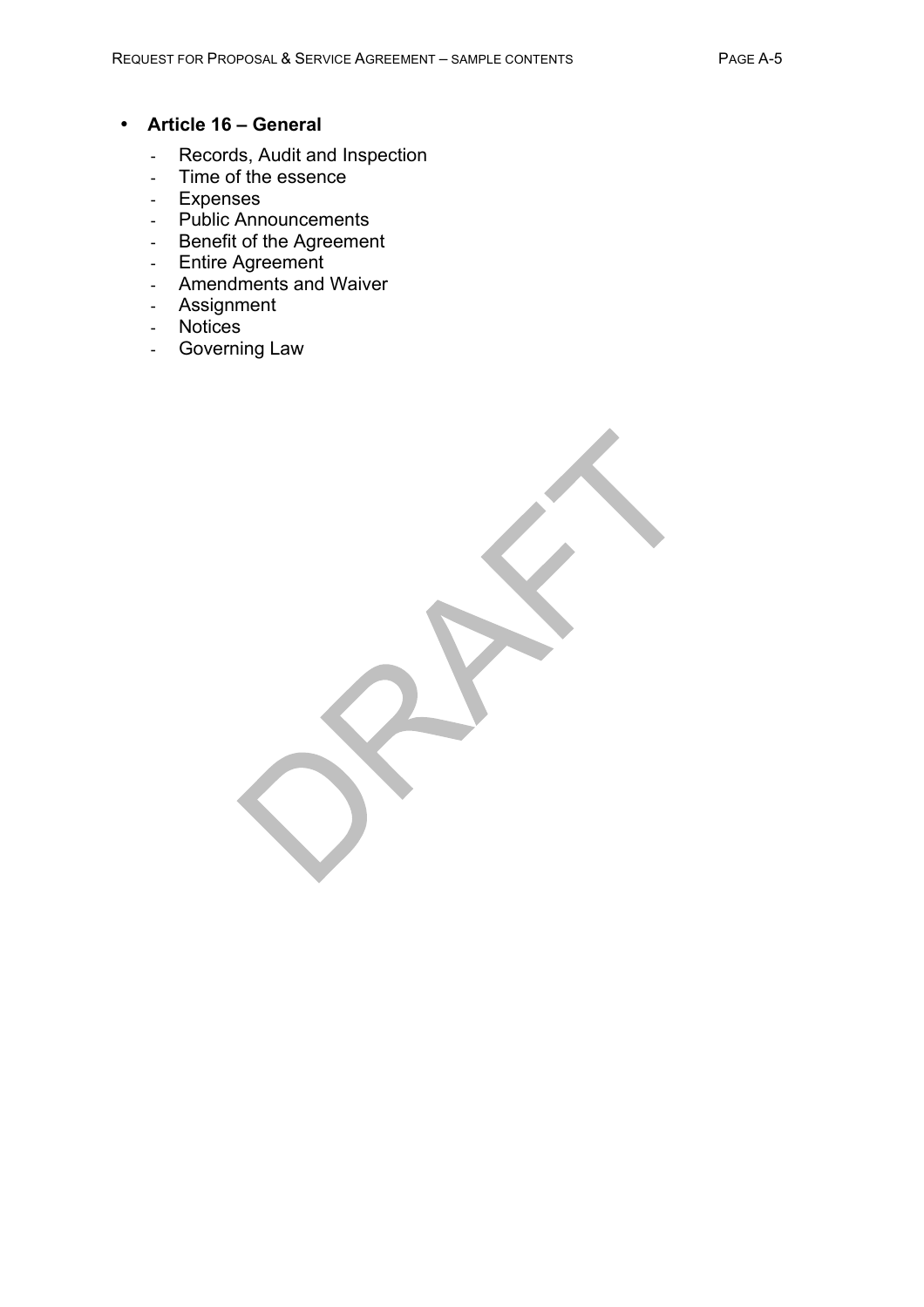- **Article 16 – General**
  - Records, Audit and Inspection
  - Time of the essence
  - Expenses
  - Public Announcements
  - Benefit of the Agreement
  - Entire Agreement
  - Amendments and Waiver
  - Assignment
  - Notices
  - Governing Law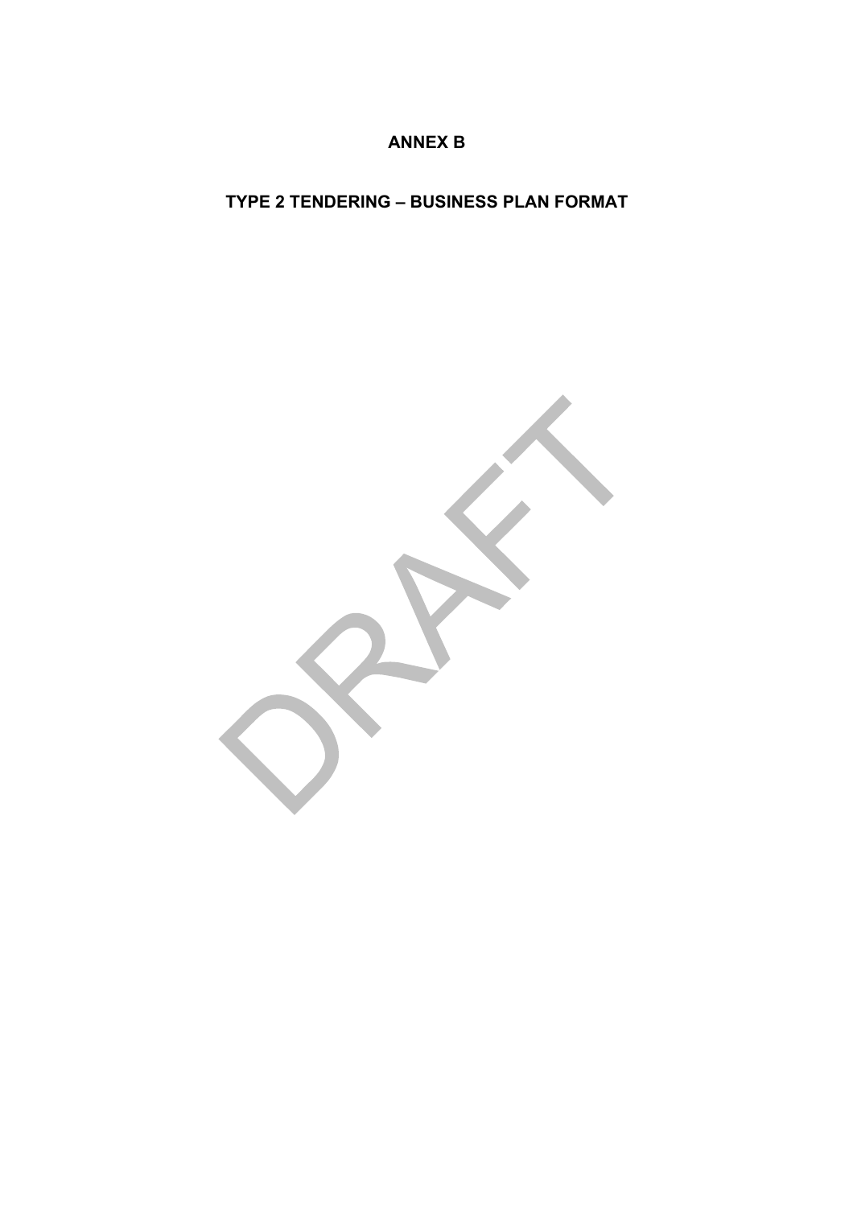**ANNEX B**

**TYPE 2 TENDERING – BUSINESS PLAN FORMAT**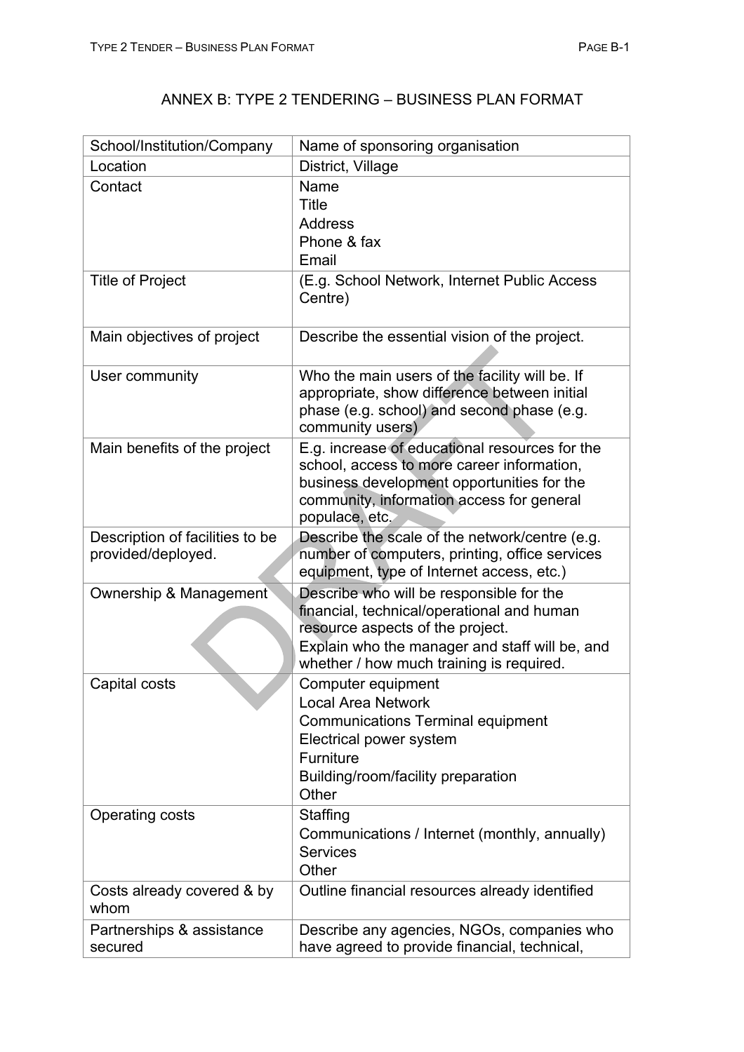# ANNEX B: TYPE 2 TENDERING – BUSINESS PLAN FORMAT

| School/Institution/Company | Name of sponsoring organisation |
|---|---|
| Location | District, Village |
| Contact | Name<br>Title<br>Address<br>Phone & fax<br>Email |
| Title of Project | (E.g. School Network, Internet Public Access Centre) |
| Main objectives of project | Describe the essential vision of the project. |
| User community | Who the main users of the facility will be. If appropriate, show difference between initial phase (e.g. school) and second phase (e.g. community users) |
| Main benefits of the project | E.g. increase of educational resources for the school, access to more career information, business development opportunities for the community, information access for general populace, etc. |
| Description of facilities to be provided/deployed. | Describe the scale of the network/centre (e.g. number of computers, printing, office services equipment, type of Internet access, etc.) |
| Ownership & Management | Describe who will be responsible for the financial, technical/operational and human resource aspects of the project.<br>Explain who the manager and staff will be, and whether / how much training is required. |
| Capital costs | Computer equipment<br>Local Area Network<br>Communications Terminal equipment<br>Electrical power system<br>Furniture<br>Building/room/facility preparation<br>Other |
| Operating costs | Staffing<br>Communications / Internet (monthly, annually)<br>Services<br>Other |
| Costs already covered & by whom | Outline financial resources already identified |
| Partnerships & assistance secured | Describe any agencies, NGOs, companies who have agreed to provide financial, technical, |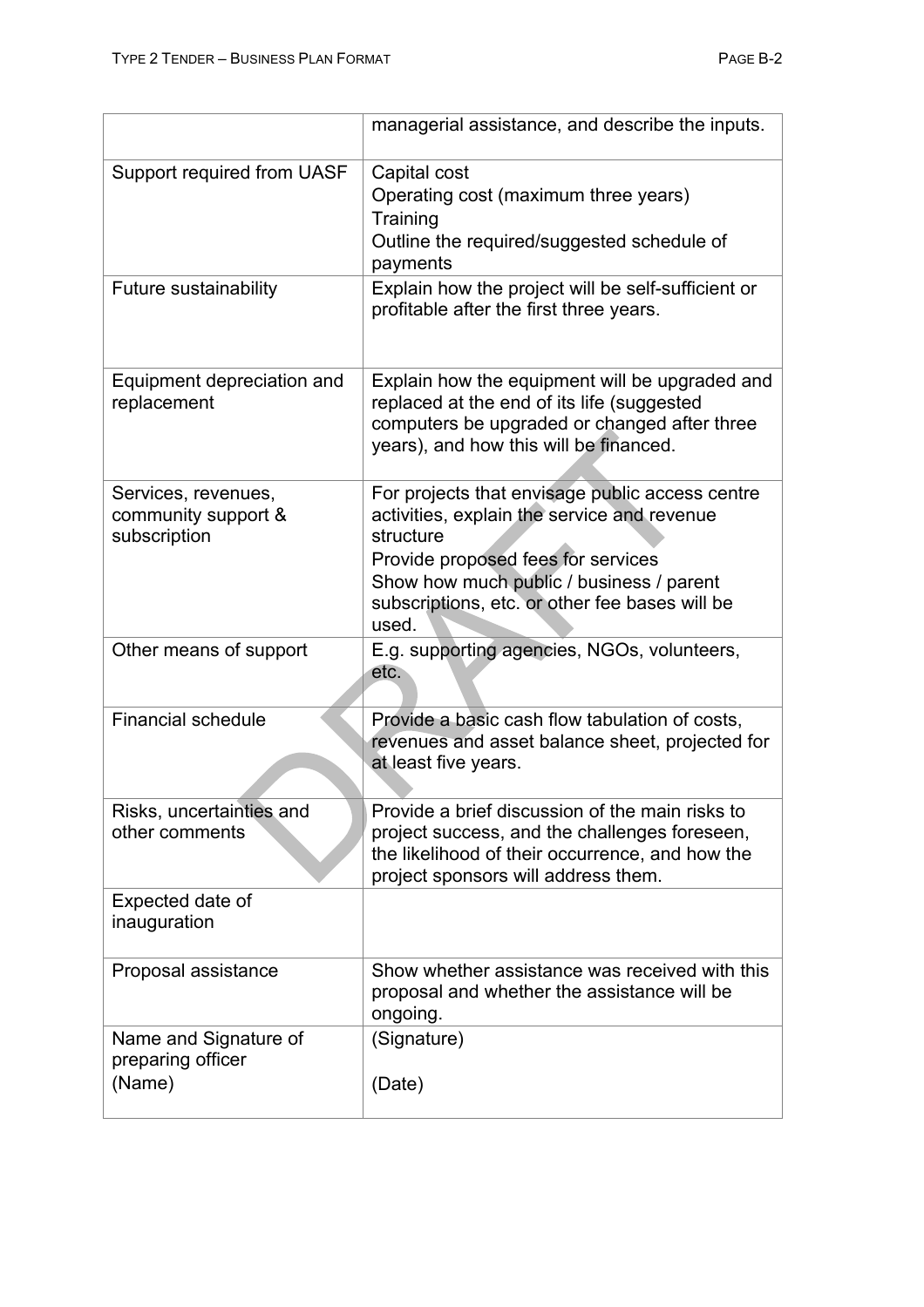| | |
|---|---|
| | managerial assistance, and describe the inputs. |
| Support required from UASF | Capital cost<br>Operating cost (maximum three years)<br>Training<br>Outline the required/suggested schedule of payments |
| Future sustainability | Explain how the project will be self-sufficient or profitable after the first three years. |
| Equipment depreciation and replacement | Explain how the equipment will be upgraded and replaced at the end of its life (suggested computers be upgraded or changed after three years), and how this will be financed. |
| Services, revenues, community support & subscription | For projects that envisage public access centre activities, explain the service and revenue structure<br>Provide proposed fees for services<br>Show how much public / business / parent subscriptions, etc. or other fee bases will be used. |
| Other means of support | E.g. supporting agencies, NGOs, volunteers, etc. |
| Financial schedule | Provide a basic cash flow tabulation of costs, revenues and asset balance sheet, projected for at least five years. |
| Risks, uncertainties and other comments | Provide a brief discussion of the main risks to project success, and the challenges foreseen, the likelihood of their occurrence, and how the project sponsors will address them. |
| Expected date of inauguration | |
| Proposal assistance | Show whether assistance was received with this proposal and whether the assistance will be ongoing. |
| Name and Signature of preparing officer<br>(Name) | (Signature)<br><br>(Date) |